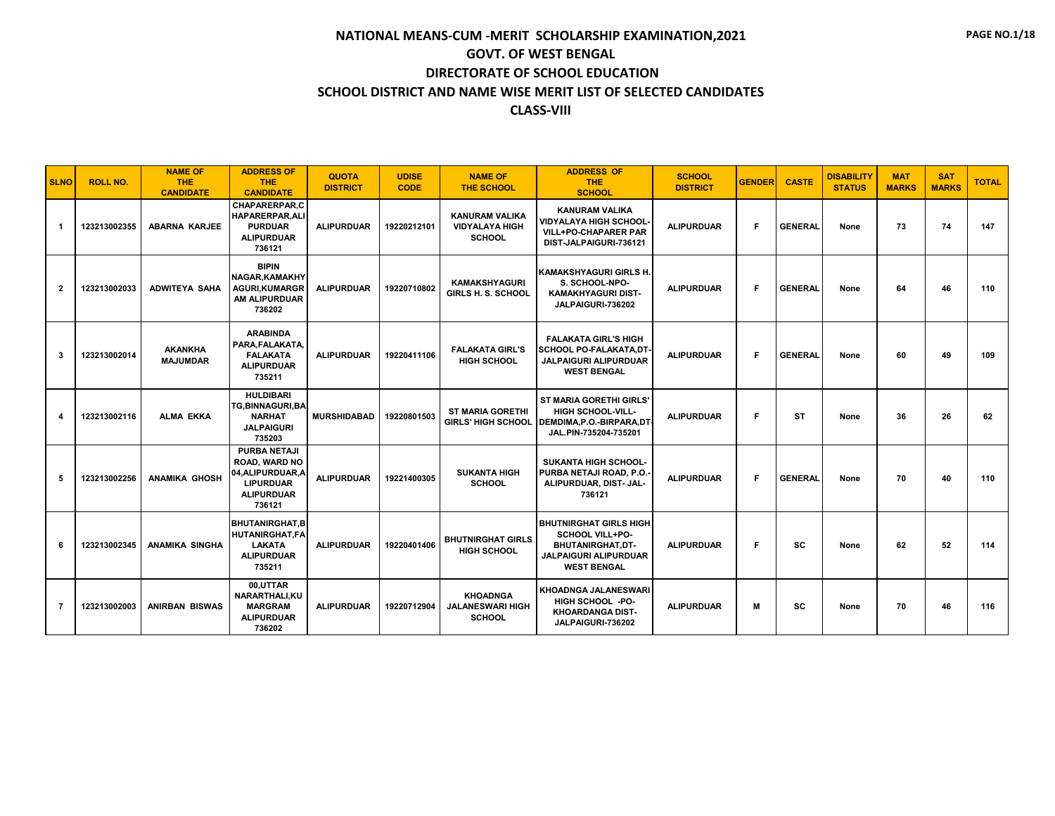# NATIONAL MEANS-CUM -MERIT SCHOLARSHIP EXAMINATION,2021

## GOVT. OF WEST BENGAL

## DIRECTORATE OF SCHOOL EDUCATION

## SCHOOL DISTRICT AND NAME WISE MERIT LIST OF SELECTED CANDIDATES

## CLASS-VIII

| SLNO | ROLL NO. | NAME OF THE CANDIDATE | ADDRESS OF THE CANDIDATE | QUOTA DISTRICT | UDISE CODE | NAME OF THE SCHOOL | ADDRESS OF THE SCHOOL | SCHOOL DISTRICT | GENDER | CASTE | DISABILITY STATUS | MAT MARKS | SAT MARKS | TOTAL |
|---|---|---|---|---|---|---|---|---|---|---|---|---|---|---|
| 1 | 123213002355 | ABARNA KARJEE | CHAPARERPAR,CHAPARERPAR,ALIPURDUAR ALIPURDUAR 736121 | ALIPURDUAR | 19220212101 | KANURAM VALIKA VIDYALAYA HIGH SCHOOL | KANURAM VALIKA VIDYALAYA HIGH SCHOOL-VILL+PO-CHAPARER PAR DIST-JALPAIGURI-736121 | ALIPURDUAR | F | GENERAL | None | 73 | 74 | 147 |
| 2 | 123213002033 | ADWITEYA SAHA | BIPIN NAGAR,KAMAKHYAGURI,KUMARGRAM ALIPURDUAR 736202 | ALIPURDUAR | 19220710802 | KAMAKSHYAGURI GIRLS H. S. SCHOOL | KAMAKSHYAGURI GIRLS H. S. SCHOOL-NPO-KAMAKHYAGURI DIST-JALPAIGURI-736202 | ALIPURDUAR | F | GENERAL | None | 64 | 46 | 110 |
| 3 | 123213002014 | AKANKHA MAJUMDAR | ARABINDA PARA,FALAKATA,FALAKATA ALIPURDUAR 735211 | ALIPURDUAR | 19220411106 | FALAKATA GIRL'S HIGH SCHOOL | FALAKATA GIRL'S HIGH SCHOOL PO-FALAKATA,DT-JALPAIGURI ALIPURDUAR WEST BENGAL | ALIPURDUAR | F | GENERAL | None | 60 | 49 | 109 |
| 4 | 123213002116 | ALMA EKKA | HULDIBARI TG,BINNAGURI,BANARHAT JALPAIGURI 735203 | MURSHIDABAD | 19220801503 | ST MARIA GORETHI GIRLS' HIGH SCHOOL | ST MARIA GORETHI GIRLS' HIGH SCHOOL-VILL-DEMDIMA,P.O.-BIRPARA,DT-JAL.PIN-735204-735201 | ALIPURDUAR | F | ST | None | 36 | 26 | 62 |
| 5 | 123213002256 | ANAMIKA GHOSH | PURBA NETAJI ROAD, WARD NO 04,ALIPURDUAR,ALIPURDUAR ALIPURDUAR 736121 | ALIPURDUAR | 19221400305 | SUKANTA HIGH SCHOOL | SUKANTA HIGH SCHOOL-PURBA NETAJI ROAD, P.O.-ALIPURDUAR, DIST- JAL-736121 | ALIPURDUAR | F | GENERAL | None | 70 | 40 | 110 |
| 6 | 123213002345 | ANAMIKA SINGHA | BHUTANIRGHAT,BHUTANIRGHAT,FALAKATA ALIPURDUAR 735211 | ALIPURDUAR | 19220401406 | BHUTNIRGHAT GIRLS HIGH SCHOOL | BHUTNIRGHAT GIRLS HIGH SCHOOL VILL+PO-BHUTANIRGHAT,DT-JALPAIGURI ALIPURDUAR WEST BENGAL | ALIPURDUAR | F | SC | None | 62 | 52 | 114 |
| 7 | 123213002003 | ANIRBAN BISWAS | 00,UTTAR NARARTHALI,KUMARGRAM ALIPURDUAR 736202 | ALIPURDUAR | 19220712904 | KHOADNGA JALANESWARI HIGH SCHOOL | KHOADNGA JALANESWARI HIGH SCHOOL -PO-KHOARDANGA DIST-JALPAIGURI-736202 | ALIPURDUAR | M | SC | None | 70 | 46 | 116 |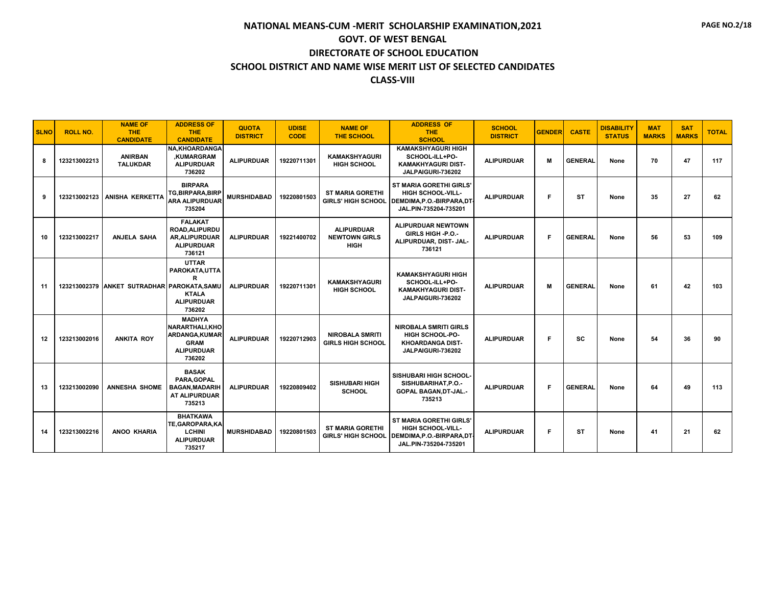# NATIONAL MEANS-CUM -MERIT SCHOLARSHIP EXAMINATION,2021

## GOVT. OF WEST BENGAL

## DIRECTORATE OF SCHOOL EDUCATION

## SCHOOL DISTRICT AND NAME WISE MERIT LIST OF SELECTED CANDIDATES

## CLASS-VIII

| SLNO | ROLL NO. | NAME OF THE CANDIDATE | ADDRESS OF THE CANDIDATE | QUOTA DISTRICT | UDISE CODE | NAME OF THE SCHOOL | ADDRESS OF THE SCHOOL | SCHOOL DISTRICT | GENDER | CASTE | DISABILITY STATUS | MAT MARKS | SAT MARKS | TOTAL |
|---|---|---|---|---|---|---|---|---|---|---|---|---|---|---|
| 8 | 123213002213 | ANIRBAN TALUKDAR | NA,KHOARDANGA ,KUMARGRAM ALIPURDUAR 736202 | ALIPURDUAR | 19220711301 | KAMAKSHYAGURI HIGH SCHOOL | KAMAKSHYAGURI HIGH SCHOOL-ILL+PO-KAMAKHYAGURI DIST-JALPAIGURI-736202 | ALIPURDUAR | M | GENERAL | None | 70 | 47 | 117 |
| 9 | 123213002123 | ANISHA KERKETTA | BIRPARA TG,BIRPARA,BIRPARA ALIPURDUAR 735204 | MURSHIDABAD | 19220801503 | ST MARIA GORETHI GIRLS' HIGH SCHOOL | ST MARIA GORETHI GIRLS' HIGH SCHOOL-VILL-DEMDIMA,P.O.-BIRPARA,DT-JAL.PIN-735204-735201 | ALIPURDUAR | F | ST | None | 35 | 27 | 62 |
| 10 | 123213002217 | ANJELA SAHA | FALAKAT ROAD,ALIPURDUAR,ALIPURDUAR ALIPURDUAR 736121 | ALIPURDUAR | 19221400702 | ALIPURDUAR NEWTOWN GIRLS HIGH | ALIPURDUAR NEWTOWN GIRLS HIGH -P.O.-ALIPURDUAR, DIST- JAL-736121 | ALIPURDUAR | F | GENERAL | None | 56 | 53 | 109 |
| 11 | 123213002379 | ANKET SUTRADHAR | UTTAR PAROKATA,UTTAR PAROKATA,SAMUKTALA ALIPURDUAR 736202 | ALIPURDUAR | 19220711301 | KAMAKSHYAGURI HIGH SCHOOL | KAMAKSHYAGURI HIGH SCHOOL-ILL+PO-KAMAKHYAGURI DIST-JALPAIGURI-736202 | ALIPURDUAR | M | GENERAL | None | 61 | 42 | 103 |
| 12 | 123213002016 | ANKITA ROY | MADHYA NARARTHALI,KHOARDANGA,KUMARGRAM ALIPURDUAR 736202 | ALIPURDUAR | 19220712903 | NIROBALA SMRITI GIRLS HIGH SCHOOL | NIROBALA SMRITI GIRLS HIGH SCHOOL-PO-KHOARDANGA DIST-JALPAIGURI-736202 | ALIPURDUAR | F | SC | None | 54 | 36 | 90 |
| 13 | 123213002090 | ANNESHA SHOME | BASAK PARA,GOPAL BAGAN,MADARIHAT ALIPURDUAR 735213 | ALIPURDUAR | 19220809402 | SISHUBARI HIGH SCHOOL | SISHUBARI HIGH SCHOOL-SISHUBARIHAT,P.O.-GOPAL BAGAN,DT-JAL.-735213 | ALIPURDUAR | F | GENERAL | None | 64 | 49 | 113 |
| 14 | 123213002216 | ANOO KHARIA | BHATKAWATE,GAROPARA,KALCHINI ALIPURDUAR 735217 | MURSHIDABAD | 19220801503 | ST MARIA GORETHI GIRLS' HIGH SCHOOL | ST MARIA GORETHI GIRLS' HIGH SCHOOL-VILL-DEMDIMA,P.O.-BIRPARA,DT-JAL.PIN-735204-735201 | ALIPURDUAR | F | ST | None | 41 | 21 | 62 |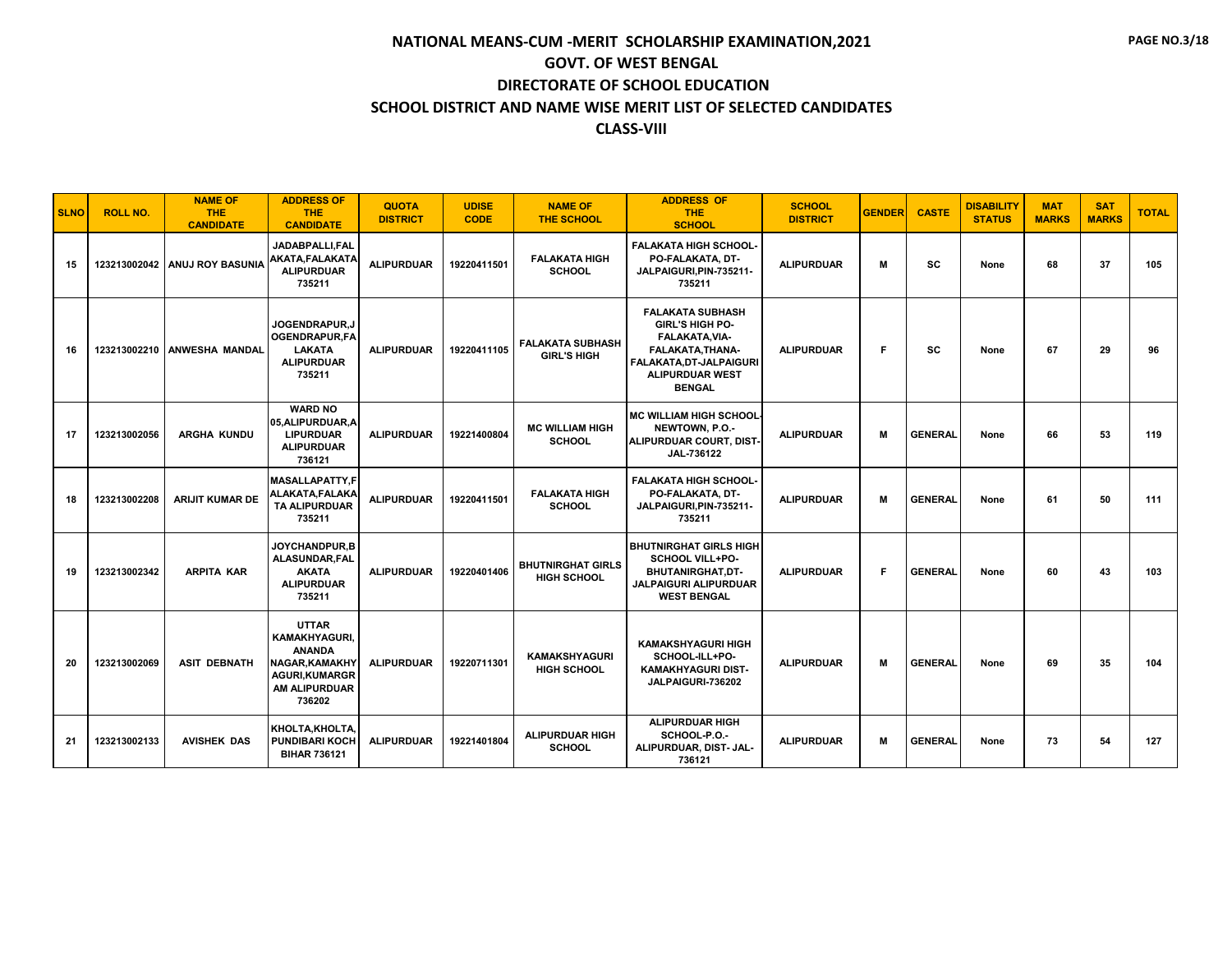# NATIONAL MEANS-CUM -MERIT SCHOLARSHIP EXAMINATION,2021

## GOVT. OF WEST BENGAL

## DIRECTORATE OF SCHOOL EDUCATION

## SCHOOL DISTRICT AND NAME WISE MERIT LIST OF SELECTED CANDIDATES

## CLASS-VIII

| SLNO | ROLL NO. | NAME OF THE CANDIDATE | ADDRESS OF THE CANDIDATE | QUOTA DISTRICT | UDISE CODE | NAME OF THE SCHOOL | ADDRESS OF THE SCHOOL | SCHOOL DISTRICT | GENDER | CASTE | DISABILITY STATUS | MAT MARKS | SAT MARKS | TOTAL |
|---|---|---|---|---|---|---|---|---|---|---|---|---|---|---|
| 15 | 123213002042 | ANUJ ROY BASUNIA | JADABPALLI,FALAKATA,FALAKATA ALIPURDUAR 735211 | ALIPURDUAR | 19220411501 | FALAKATA HIGH SCHOOL | FALAKATA HIGH SCHOOL-PO-FALAKATA, DT-JALPAIGURI,PIN-735211-735211 | ALIPURDUAR | M | SC | None | 68 | 37 | 105 |
| 16 | 123213002210 | ANWESHA MANDAL | JOGENDRAPUR,JOGENDRAPUR,FALAKATA ALIPURDUAR 735211 | ALIPURDUAR | 19220411105 | FALAKATA SUBHASH GIRL'S HIGH | FALAKATA SUBHASH GIRL'S HIGH PO-FALAKATA,VIA-FALAKATA,THANA-FALAKATA,DT-JALPAIGURI ALIPURDUAR WEST BENGAL | ALIPURDUAR | F | SC | None | 67 | 29 | 96 |
| 17 | 123213002056 | ARGHA KUNDU | WARD NO 05,ALIPURDUAR,ALIPURDUAR ALIPURDUAR 736121 | ALIPURDUAR | 19221400804 | MC WILLIAM HIGH SCHOOL | MC WILLIAM HIGH SCHOOL-NEWTOWN, P.O.-ALIPURDUAR COURT, DIST-JAL-736122 | ALIPURDUAR | M | GENERAL | None | 66 | 53 | 119 |
| 18 | 123213002208 | ARIJIT KUMAR DE | MASALLAPATTY,FALAKATA,FALAKATA ALIPURDUAR 735211 | ALIPURDUAR | 19220411501 | FALAKATA HIGH SCHOOL | FALAKATA HIGH SCHOOL-PO-FALAKATA, DT-JALPAIGURI,PIN-735211-735211 | ALIPURDUAR | M | GENERAL | None | 61 | 50 | 111 |
| 19 | 123213002342 | ARPITA KAR | JOYCHANDPUR,BALASUNDAR,FALAKATA ALIPURDUAR 735211 | ALIPURDUAR | 19220401406 | BHUTNIRGHAT GIRLS HIGH SCHOOL | BHUTNIRGHAT GIRLS HIGH SCHOOL VILL+PO-BHUTANIRGHAT,DT-JALPAIGURI ALIPURDUAR WEST BENGAL | ALIPURDUAR | F | GENERAL | None | 60 | 43 | 103 |
| 20 | 123213002069 | ASIT DEBNATH | UTTAR KAMAKHYAGURI,ANANDA NAGAR,KAMAKHYAGURI,KUMARGRAM ALIPURDUAR 736202 | ALIPURDUAR | 19220711301 | KAMAKSHYAGURI HIGH SCHOOL | KAMAKSHYAGURI HIGH SCHOOL-ILL+PO-KAMAKHYAGURI DIST-JALPAIGURI-736202 | ALIPURDUAR | M | GENERAL | None | 69 | 35 | 104 |
| 21 | 123213002133 | AVISHEK DAS | KHOLTA,KHOLTA,PUNDIBARI KOCH BIHAR 736121 | ALIPURDUAR | 19221401804 | ALIPURDUAR HIGH SCHOOL | ALIPURDUAR HIGH SCHOOL-P.O.-ALIPURDUAR, DIST- JAL-736121 | ALIPURDUAR | M | GENERAL | None | 73 | 54 | 127 |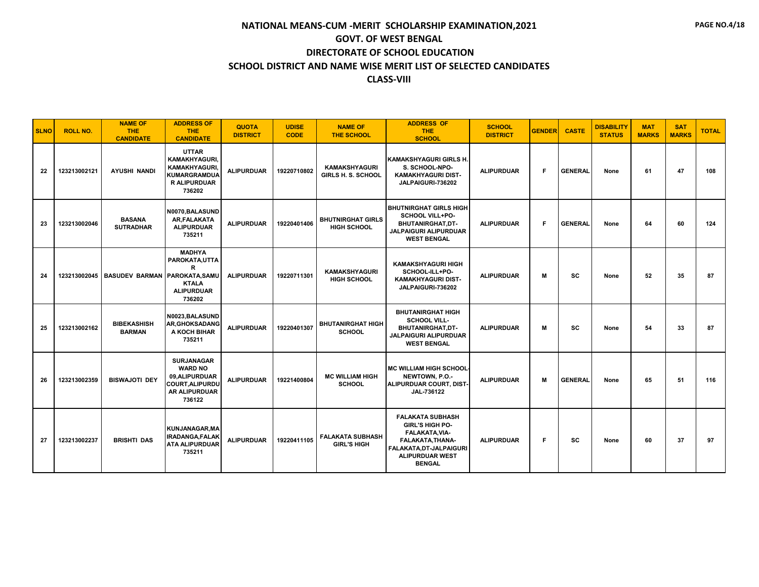# NATIONAL MEANS-CUM -MERIT SCHOLARSHIP EXAMINATION,2021

## GOVT. OF WEST BENGAL

## DIRECTORATE OF SCHOOL EDUCATION

## SCHOOL DISTRICT AND NAME WISE MERIT LIST OF SELECTED CANDIDATES

## CLASS-VIII

| SLNO | ROLL NO. | NAME OF THE CANDIDATE | ADDRESS OF THE CANDIDATE | QUOTA DISTRICT | UDISE CODE | NAME OF THE SCHOOL | ADDRESS OF THE SCHOOL | SCHOOL DISTRICT | GENDER | CASTE | DISABILITY STATUS | MAT MARKS | SAT MARKS | TOTAL |
|---|---|---|---|---|---|---|---|---|---|---|---|---|---|---|
| 22 | 123213002121 | AYUSHI NANDI | UTTAR KAMAKHYAGURI, KAMAKHYAGURI, KUMARGRAMDUAR ALIPURDUAR 736202 | ALIPURDUAR | 19220710802 | KAMAKSHYAGURI GIRLS H. S. SCHOOL | KAMAKSHYAGURI GIRLS H. S. SCHOOL-NPO-KAMAKHYAGURI DIST-JALPAIGURI-736202 | ALIPURDUAR | F | GENERAL | None | 61 | 47 | 108 |
| 23 | 123213002046 | BASANA SUTRADHAR | N0070,BALASUNDAR,FALAKATA ALIPURDUAR 735211 | ALIPURDUAR | 19220401406 | BHUTNIRGHAT GIRLS HIGH SCHOOL | BHUTNIRGHAT GIRLS HIGH SCHOOL VILL+PO-BHUTANIRGHAT,DT-JALPAIGURI ALIPURDUAR WEST BENGAL | ALIPURDUAR | F | GENERAL | None | 64 | 60 | 124 |
| 24 | 123213002045 | BASUDEV BARMAN | MADHYA PAROKATA,UTTAR PAROKATA,SAMUKTALA ALIPURDUAR 736202 | ALIPURDUAR | 19220711301 | KAMAKSHYAGURI HIGH SCHOOL | KAMAKSHYAGURI HIGH SCHOOL-ILL+PO-KAMAKHYAGURI DIST-JALPAIGURI-736202 | ALIPURDUAR | M | SC | None | 52 | 35 | 87 |
| 25 | 123213002162 | BIBEKASHISH BARMAN | N0023,BALASUNDAR,GHOKSADANGA KOCH BIHAR 735211 | ALIPURDUAR | 19220401307 | BHUTANIRGHAT HIGH SCHOOL | BHUTANIRGHAT HIGH SCHOOL VILL-BHUTANIRGHAT,DT-JALPAIGURI ALIPURDUAR WEST BENGAL | ALIPURDUAR | M | SC | None | 54 | 33 | 87 |
| 26 | 123213002359 | BISWAJOTI DEY | SURJANAGAR WARD NO 09,ALIPURDUAR COURT,ALIPURDUAR ALIPURDUAR 736122 | ALIPURDUAR | 19221400804 | MC WILLIAM HIGH SCHOOL | MC WILLIAM HIGH SCHOOL-NEWTOWN, P.O.-ALIPURDUAR COURT, DIST-JAL-736122 | ALIPURDUAR | M | GENERAL | None | 65 | 51 | 116 |
| 27 | 123213002237 | BRISHTI DAS | KUNJANAGAR,MAIRADANGA,FALAKATA ALIPURDUAR 735211 | ALIPURDUAR | 19220411105 | FALAKATA SUBHASH GIRL'S HIGH | FALAKATA SUBHASH GIRL'S HIGH PO-FALAKATA,VIA-FALAKATA,THANA-FALAKATA,DT-JALPAIGURI ALIPURDUAR WEST BENGAL | ALIPURDUAR | F | SC | None | 60 | 37 | 97 |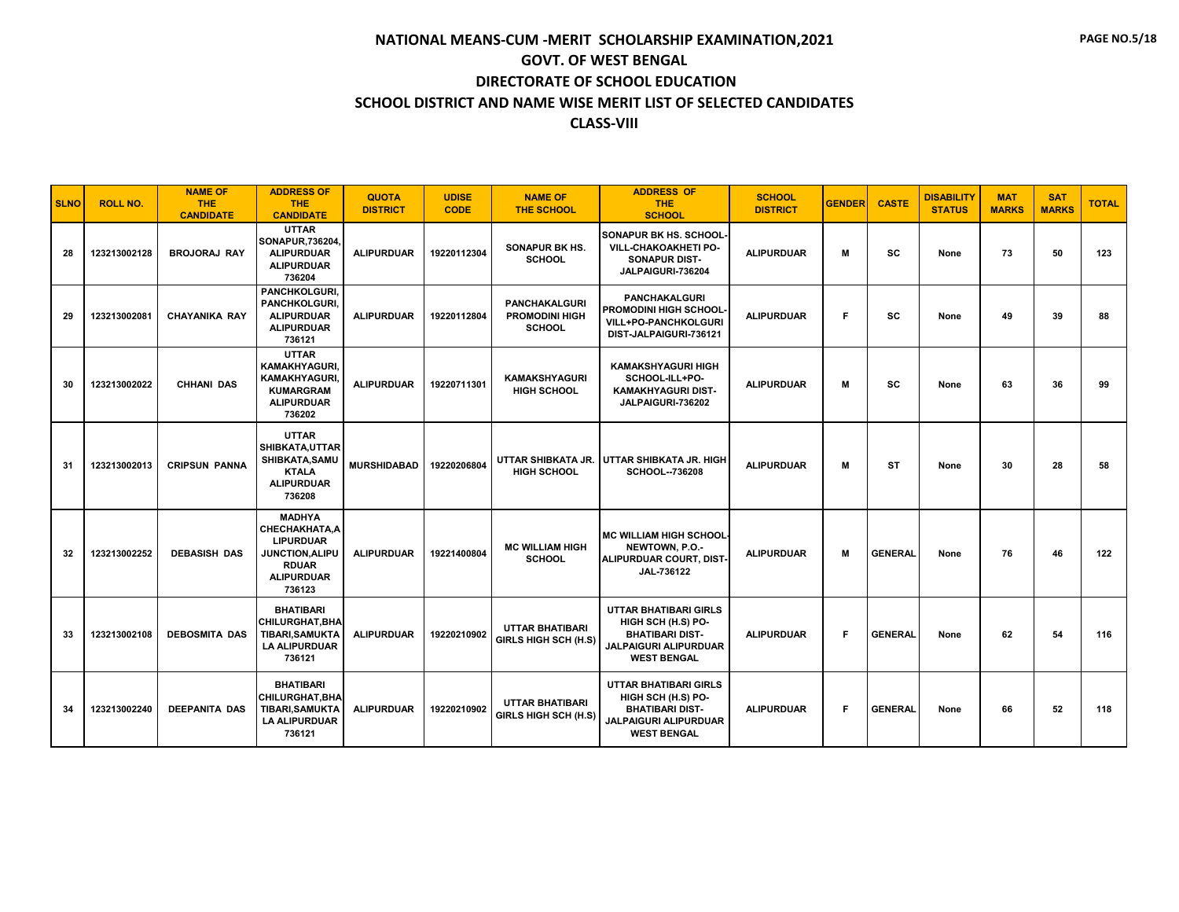# NATIONAL MEANS-CUM -MERIT SCHOLARSHIP EXAMINATION,2021

## GOVT. OF WEST BENGAL

## DIRECTORATE OF SCHOOL EDUCATION

## SCHOOL DISTRICT AND NAME WISE MERIT LIST OF SELECTED CANDIDATES

## CLASS-VIII

| SLNO | ROLL NO. | NAME OF THE CANDIDATE | ADDRESS OF THE CANDIDATE | QUOTA DISTRICT | UDISE CODE | NAME OF THE SCHOOL | ADDRESS OF THE SCHOOL | SCHOOL DISTRICT | GENDER | CASTE | DISABILITY STATUS | MAT MARKS | SAT MARKS | TOTAL |
|---|---|---|---|---|---|---|---|---|---|---|---|---|---|---|
| 28 | 123213002128 | BROJORAJ RAY | UTTAR SONAPUR,736204, ALIPURDUAR ALIPURDUAR 736204 | ALIPURDUAR | 19220112304 | SONAPUR BK HS. SCHOOL | SONAPUR BK HS. SCHOOL-VILL-CHAKOAKHETI PO-SONAPUR DIST-JALPAIGURI-736204 | ALIPURDUAR | M | SC | None | 73 | 50 | 123 |
| 29 | 123213002081 | CHAYANIKA RAY | PANCHKOLGURI, PANCHKOLGURI, ALIPURDUAR ALIPURDUAR 736121 | ALIPURDUAR | 19220112804 | PANCHAKALGURI PROMODINI HIGH SCHOOL | PANCHAKALGURI PROMODINI HIGH SCHOOL-VILL+PO-PANCHKOLGURI DIST-JALPAIGURI-736121 | ALIPURDUAR | F | SC | None | 49 | 39 | 88 |
| 30 | 123213002022 | CHHANI DAS | UTTAR KAMAKHYAGURI, KAMAKHYAGURI, KUMARGRAM ALIPURDUAR 736202 | ALIPURDUAR | 19220711301 | KAMAKSHYAGURI HIGH SCHOOL | KAMAKSHYAGURI HIGH SCHOOL-ILL+PO-KAMAKHYAGURI DIST-JALPAIGURI-736202 | ALIPURDUAR | M | SC | None | 63 | 36 | 99 |
| 31 | 123213002013 | CRIPSUN PANNA | UTTAR SHIBKATA,UTTAR SHIBKATA,SAMUKTALA ALIPURDUAR 736208 | MURSHIDABAD | 19220206804 | UTTAR SHIBKATA JR. HIGH SCHOOL | UTTAR SHIBKATA JR. HIGH SCHOOL--736208 | ALIPURDUAR | M | ST | None | 30 | 28 | 58 |
| 32 | 123213002252 | DEBASISH DAS | MADHYA CHECHAKHATA,ALIPURDUAR JUNCTION,ALIPURDUAR ALIPURDUAR 736123 | ALIPURDUAR | 19221400804 | MC WILLIAM HIGH SCHOOL | MC WILLIAM HIGH SCHOOL-NEWTOWN, P.O.-ALIPURDUAR COURT, DIST-JAL-736122 | ALIPURDUAR | M | GENERAL | None | 76 | 46 | 122 |
| 33 | 123213002108 | DEBOSMITA DAS | BHATIBARI CHILURGHAT,BHATIBARI,SAMUKTALA ALIPURDUAR 736121 | ALIPURDUAR | 19220210902 | UTTAR BHATIBARI GIRLS HIGH SCH (H.S) | UTTAR BHATIBARI GIRLS HIGH SCH (H.S) PO-BHATIBARI DIST-JALPAIGURI ALIPURDUAR WEST BENGAL | ALIPURDUAR | F | GENERAL | None | 62 | 54 | 116 |
| 34 | 123213002240 | DEEPANITA DAS | BHATIBARI CHILURGHAT,BHATIBARI,SAMUKTALA ALIPURDUAR 736121 | ALIPURDUAR | 19220210902 | UTTAR BHATIBARI GIRLS HIGH SCH (H.S) | UTTAR BHATIBARI GIRLS HIGH SCH (H.S) PO-BHATIBARI DIST-JALPAIGURI ALIPURDUAR WEST BENGAL | ALIPURDUAR | F | GENERAL | None | 66 | 52 | 118 |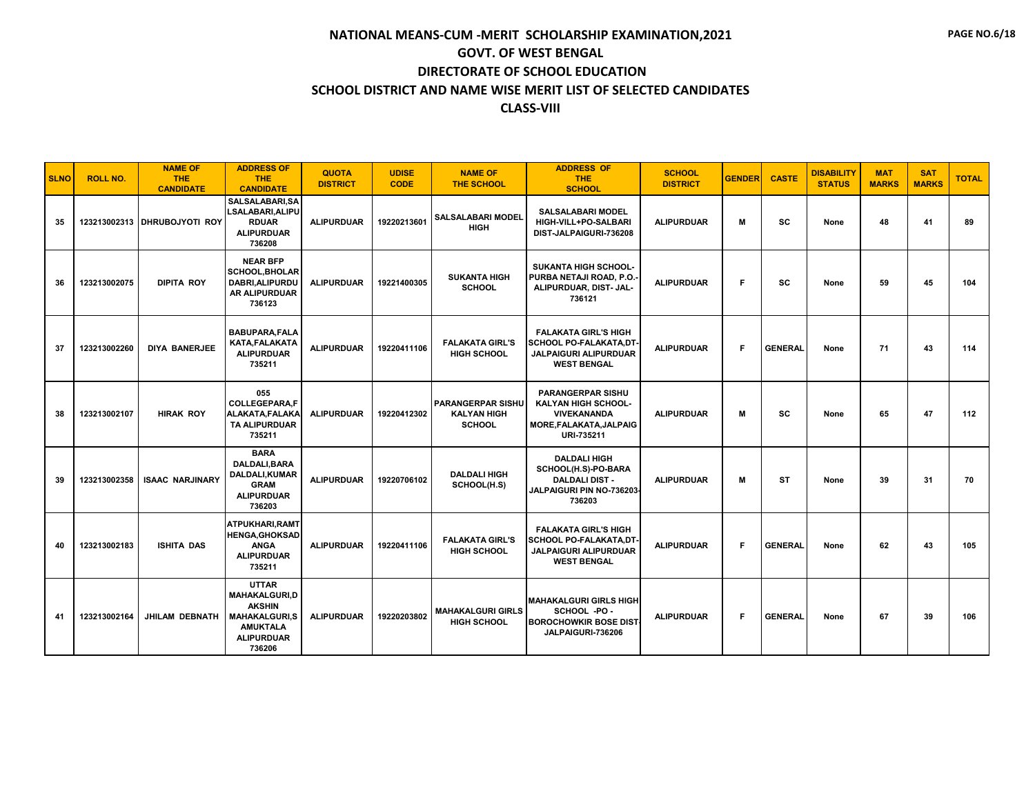# NATIONAL MEANS-CUM -MERIT SCHOLARSHIP EXAMINATION,2021

## GOVT. OF WEST BENGAL

## DIRECTORATE OF SCHOOL EDUCATION

## SCHOOL DISTRICT AND NAME WISE MERIT LIST OF SELECTED CANDIDATES

## CLASS-VIII

| SLNO | ROLL NO. | NAME OF THE CANDIDATE | ADDRESS OF THE CANDIDATE | QUOTA DISTRICT | UDISE CODE | NAME OF THE SCHOOL | ADDRESS OF THE SCHOOL | SCHOOL DISTRICT | GENDER | CASTE | DISABILITY STATUS | MAT MARKS | SAT MARKS | TOTAL |
|---|---|---|---|---|---|---|---|---|---|---|---|---|---|---|
| 35 | 123213002313 | DHRUBOJYOTI ROY | SALSALABARI,SALSALABARI,ALIPURDUAR ALIPURDUAR 736208 | ALIPURDUAR | 19220213601 | SALSALABARI MODEL HIGH | SALSALABARI MODEL HIGH-VILL+PO-SALBARI DIST-JALPAIGURI-736208 | ALIPURDUAR | M | SC | None | 48 | 41 | 89 |
| 36 | 123213002075 | DIPITA ROY | NEAR BFP SCHOOL,BHOLARDABRI,ALIPURDUAR ALIPURDUAR 736123 | ALIPURDUAR | 19221400305 | SUKANTA HIGH SCHOOL | SUKANTA HIGH SCHOOL-PURBA NETAJI ROAD, P.O.-ALIPURDUAR, DIST- JAL-736121 | ALIPURDUAR | F | SC | None | 59 | 45 | 104 |
| 37 | 123213002260 | DIYA BANERJEE | BABUPARA,FALAKATA,FALAKATA ALIPURDUAR 735211 | ALIPURDUAR | 19220411106 | FALAKATA GIRL'S HIGH SCHOOL | FALAKATA GIRL'S HIGH SCHOOL PO-FALAKATA,DT-JALPAIGURI ALIPURDUAR WEST BENGAL | ALIPURDUAR | F | GENERAL | None | 71 | 43 | 114 |
| 38 | 123213002107 | HIRAK ROY | 055 COLLEGEPARA,FALAKATA,FALAKATA ALIPURDUAR 735211 | ALIPURDUAR | 19220412302 | PARANGERPAR SISHU KALYAN HIGH SCHOOL | PARANGERPAR SISHU KALYAN HIGH SCHOOL-VIVEKANANDA MORE,FALAKATA,JALPAIGURI-735211 | ALIPURDUAR | M | SC | None | 65 | 47 | 112 |
| 39 | 123213002358 | ISAAC NARJINARY | BARA DALDALI,BARA DALDALI,KUMARGRAM ALIPURDUAR 736203 | ALIPURDUAR | 19220706102 | DALDALI HIGH SCHOOL(H.S) | DALDALI HIGH SCHOOL(H.S)-PO-BARA DALDALI DIST - JALPAIGURI PIN NO-736203-736203 | ALIPURDUAR | M | ST | None | 39 | 31 | 70 |
| 40 | 123213002183 | ISHITA DAS | ATPUKHARI,RAMTHENGA,GHOKSADANGA ALIPURDUAR 735211 | ALIPURDUAR | 19220411106 | FALAKATA GIRL'S HIGH SCHOOL | FALAKATA GIRL'S HIGH SCHOOL PO-FALAKATA,DT-JALPAIGURI ALIPURDUAR WEST BENGAL | ALIPURDUAR | F | GENERAL | None | 62 | 43 | 105 |
| 41 | 123213002164 | JHILAM DEBNATH | UTTAR MAHAKALGURI,DAKSHIN MAHAKALGURI,SAMUKTALA ALIPURDUAR 736206 | ALIPURDUAR | 19220203802 | MAHAKALGURI GIRLS HIGH SCHOOL | MAHAKALGURI GIRLS HIGH SCHOOL -PO - BOROCHOWKIR BOSE DIST-JALPAIGURI-736206 | ALIPURDUAR | F | GENERAL | None | 67 | 39 | 106 |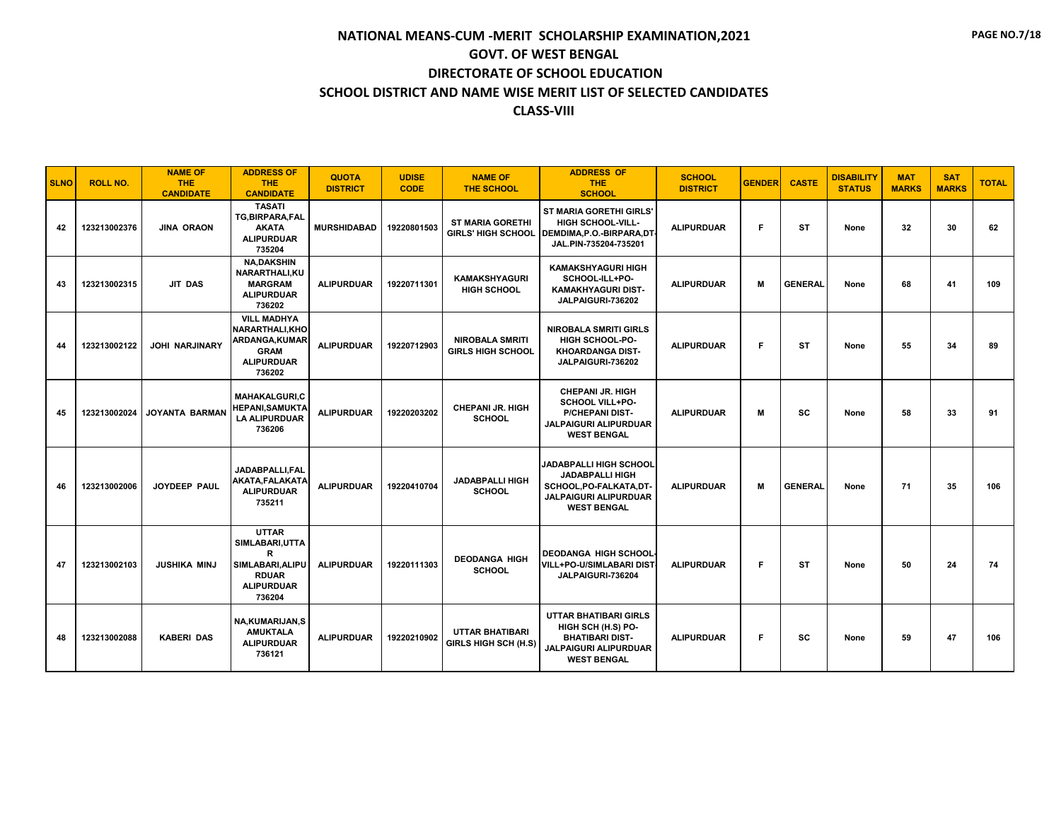# NATIONAL MEANS-CUM -MERIT SCHOLARSHIP EXAMINATION,2021

## GOVT. OF WEST BENGAL

## DIRECTORATE OF SCHOOL EDUCATION

## SCHOOL DISTRICT AND NAME WISE MERIT LIST OF SELECTED CANDIDATES

## CLASS-VIII

| SLNO | ROLL NO. | NAME OF THE CANDIDATE | ADDRESS OF THE CANDIDATE | QUOTA DISTRICT | UDISE CODE | NAME OF THE SCHOOL | ADDRESS OF THE SCHOOL | SCHOOL DISTRICT | GENDER | CASTE | DISABILITY STATUS | MAT MARKS | SAT MARKS | TOTAL |
|---|---|---|---|---|---|---|---|---|---|---|---|---|---|---|
| 42 | 123213002376 | JINA ORAON | TASATI TG,BIRPARA,FALAKATA ALIPURDUAR 735204 | MURSHIDABAD | 19220801503 | ST MARIA GORETHI GIRLS' HIGH SCHOOL | ST MARIA GORETHI GIRLS' HIGH SCHOOL-VILL-DEMDIMA,P.O.-BIRPARA,DT-JAL.PIN-735204-735201 | ALIPURDUAR | F | ST | None | 32 | 30 | 62 |
| 43 | 123213002315 | JIT DAS | NA,DAKSHIN NARARTHALI,KUMARGRAM ALIPURDUAR 736202 | ALIPURDUAR | 19220711301 | KAMAKSHYAGURI HIGH SCHOOL | KAMAKSHYAGURI HIGH SCHOOL-ILL+PO-KAMAKHYAGURI DIST-JALPAIGURI-736202 | ALIPURDUAR | M | GENERAL | None | 68 | 41 | 109 |
| 44 | 123213002122 | JOHI NARJINARY | VILL MADHYA NARARTHALI,KHOARDANGA,KUMARGRAM ALIPURDUAR 736202 | ALIPURDUAR | 19220712903 | NIROBALA SMRITI GIRLS HIGH SCHOOL | NIROBALA SMRITI GIRLS HIGH SCHOOL-PO-KHOARDANGA DIST-JALPAIGURI-736202 | ALIPURDUAR | F | ST | None | 55 | 34 | 89 |
| 45 | 123213002024 | JOYANTA BARMAN | MAHAKALGURI,CHEPANI,SAMUKTALA ALIPURDUAR 736206 | ALIPURDUAR | 19220203202 | CHEPANI JR. HIGH SCHOOL | CHEPANI JR. HIGH SCHOOL VILL+PO-P/CHEPANI DIST-JALPAIGURI ALIPURDUAR WEST BENGAL | ALIPURDUAR | M | SC | None | 58 | 33 | 91 |
| 46 | 123213002006 | JOYDEEP PAUL | JADABPALLI,FALAKATA,FALAKATA ALIPURDUAR 735211 | ALIPURDUAR | 19220410704 | JADABPALLI HIGH SCHOOL | JADABPALLI HIGH SCHOOL JADABPALLI HIGH SCHOOL,PO-FALKATA,DT-JALPAIGURI ALIPURDUAR WEST BENGAL | ALIPURDUAR | M | GENERAL | None | 71 | 35 | 106 |
| 47 | 123213002103 | JUSHIKA MINJ | UTTAR SIMLABARI,UTTAR SIMLABARI,ALIPURDUAR ALIPURDUAR 736204 | ALIPURDUAR | 19220111303 | DEODANGA HIGH SCHOOL | DEODANGA HIGH SCHOOL-VILL+PO-U/SIMLABARI DIST-JALPAIGURI-736204 | ALIPURDUAR | F | ST | None | 50 | 24 | 74 |
| 48 | 123213002088 | KABERI DAS | NA,KUMARIJAN,SAMUKTALA ALIPURDUAR 736121 | ALIPURDUAR | 19220210902 | UTTAR BHATIBARI GIRLS HIGH SCH (H.S) | UTTAR BHATIBARI GIRLS HIGH SCH (H.S) PO-BHATIBARI DIST-JALPAIGURI ALIPURDUAR WEST BENGAL | ALIPURDUAR | F | SC | None | 59 | 47 | 106 |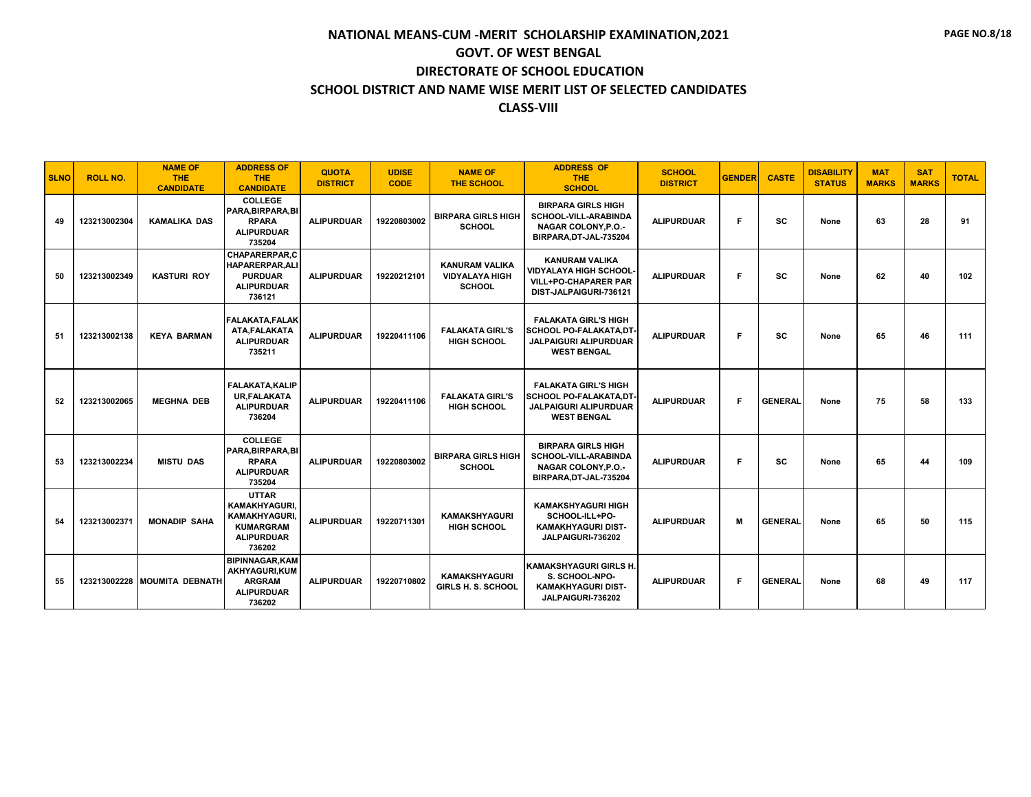# NATIONAL MEANS-CUM -MERIT SCHOLARSHIP EXAMINATION,2021

## GOVT. OF WEST BENGAL

## DIRECTORATE OF SCHOOL EDUCATION

## SCHOOL DISTRICT AND NAME WISE MERIT LIST OF SELECTED CANDIDATES

## CLASS-VIII

| SLNO | ROLL NO. | NAME OF THE CANDIDATE | ADDRESS OF THE CANDIDATE | QUOTA DISTRICT | UDISE CODE | NAME OF THE SCHOOL | ADDRESS OF THE SCHOOL | SCHOOL DISTRICT | GENDER | CASTE | DISABILITY STATUS | MAT MARKS | SAT MARKS | TOTAL |
|---|---|---|---|---|---|---|---|---|---|---|---|---|---|---|
| 49 | 123213002304 | KAMALIKA DAS | COLLEGE PARA,BIRPARA,BIRPARA ALIPURDUAR 735204 | ALIPURDUAR | 19220803002 | BIRPARA GIRLS HIGH SCHOOL | BIRPARA GIRLS HIGH SCHOOL-VILL-ARABINDA NAGAR COLONY,P.O.-BIRPARA,DT-JAL-735204 | ALIPURDUAR | F | SC | None | 63 | 28 | 91 |
| 50 | 123213002349 | KASTURI ROY | CHAPARERPAR,CHAPARERPAR,ALIPURDUAR ALIPURDUAR 736121 | ALIPURDUAR | 19220212101 | KANURAM VALIKA VIDYALAYA HIGH SCHOOL | KANURAM VALIKA VIDYALAYA HIGH SCHOOL-VILL+PO-CHAPARER PAR DIST-JALPAIGURI-736121 | ALIPURDUAR | F | SC | None | 62 | 40 | 102 |
| 51 | 123213002138 | KEYA BARMAN | FALAKATA,FALAKATA,FALAKATA ALIPURDUAR 735211 | ALIPURDUAR | 19220411106 | FALAKATA GIRL'S HIGH SCHOOL | FALAKATA GIRL'S HIGH SCHOOL PO-FALAKATA,DT-JALPAIGURI ALIPURDUAR WEST BENGAL | ALIPURDUAR | F | SC | None | 65 | 46 | 111 |
| 52 | 123213002065 | MEGHNA DEB | FALAKATA,KALIPUR,FALAKATA ALIPURDUAR 736204 | ALIPURDUAR | 19220411106 | FALAKATA GIRL'S HIGH SCHOOL | FALAKATA GIRL'S HIGH SCHOOL PO-FALAKATA,DT-JALPAIGURI ALIPURDUAR WEST BENGAL | ALIPURDUAR | F | GENERAL | None | 75 | 58 | 133 |
| 53 | 123213002234 | MISTU DAS | COLLEGE PARA,BIRPARA,BIRPARA ALIPURDUAR 735204 | ALIPURDUAR | 19220803002 | BIRPARA GIRLS HIGH SCHOOL | BIRPARA GIRLS HIGH SCHOOL-VILL-ARABINDA NAGAR COLONY,P.O.-BIRPARA,DT-JAL-735204 | ALIPURDUAR | F | SC | None | 65 | 44 | 109 |
| 54 | 123213002371 | MONADIP SAHA | UTTAR KAMAKHYAGURI,KAMAKHYAGURI,KUMARGRAM ALIPURDUAR 736202 | ALIPURDUAR | 19220711301 | KAMAKSHYAGURI HIGH SCHOOL | KAMAKSHYAGURI HIGH SCHOOL-ILL+PO-KAMAKHYAGURI DIST-JALPAIGURI-736202 | ALIPURDUAR | M | GENERAL | None | 65 | 50 | 115 |
| 55 | 123213002228 | MOUMITA DEBNATH | BIPINNAGAR,KAMAKHYAGURI,KUMARGRAM ALIPURDUAR 736202 | ALIPURDUAR | 19220710802 | KAMAKSHYAGURI GIRLS H. S. SCHOOL | KAMAKSHYAGURI GIRLS H. S. SCHOOL-NPO-KAMAKHYAGURI DIST-JALPAIGURI-736202 | ALIPURDUAR | F | GENERAL | None | 68 | 49 | 117 |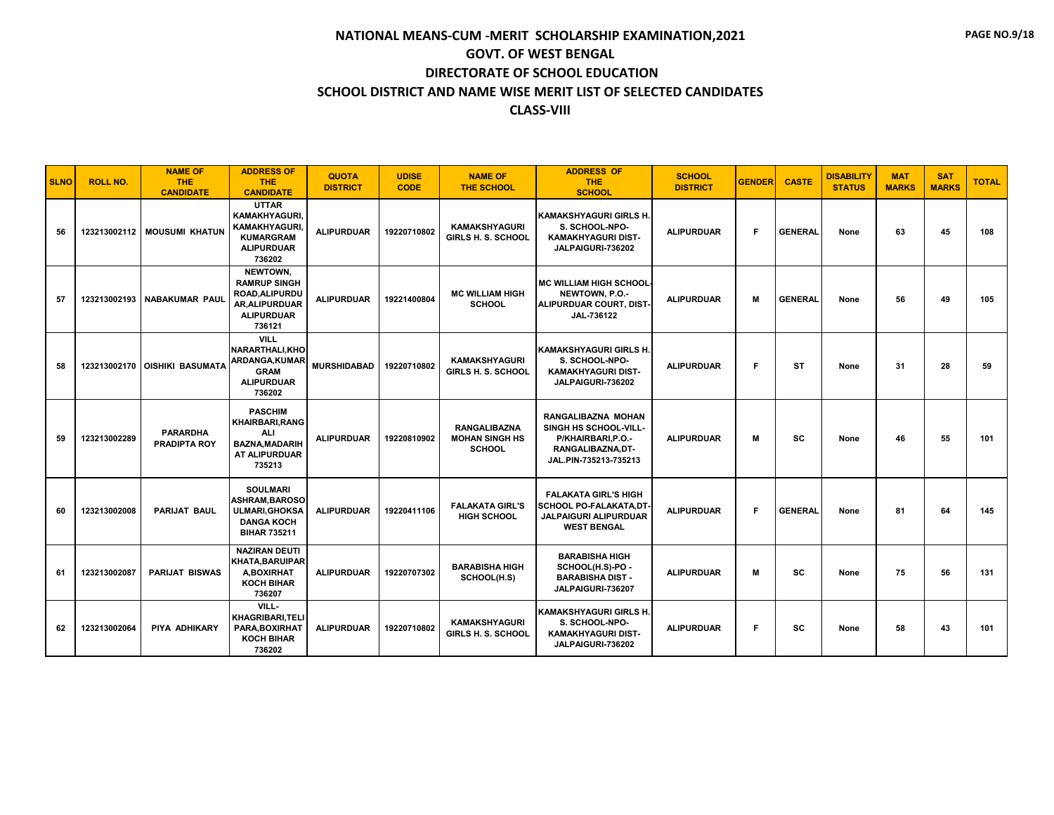# NATIONAL MEANS-CUM -MERIT SCHOLARSHIP EXAMINATION,2021

## GOVT. OF WEST BENGAL

## DIRECTORATE OF SCHOOL EDUCATION

## SCHOOL DISTRICT AND NAME WISE MERIT LIST OF SELECTED CANDIDATES

## CLASS-VIII

| SLNO | ROLL NO. | NAME OF THE CANDIDATE | ADDRESS OF THE CANDIDATE | QUOTA DISTRICT | UDISE CODE | NAME OF THE SCHOOL | ADDRESS OF THE SCHOOL | SCHOOL DISTRICT | GENDER | CASTE | DISABILITY STATUS | MAT MARKS | SAT MARKS | TOTAL |
|---|---|---|---|---|---|---|---|---|---|---|---|---|---|---|
| 56 | 123213002112 | MOUSUMI KHATUN | UTTAR KAMAKHYAGURI, KAMAKHYAGURI, KUMARGRAM ALIPURDUAR 736202 | ALIPURDUAR | 19220710802 | KAMAKSHYAGURI GIRLS H. S. SCHOOL | KAMAKSHYAGURI GIRLS H. S. SCHOOL-NPO-KAMAKHYAGURI DIST-JALPAIGURI-736202 | ALIPURDUAR | F | GENERAL | None | 63 | 45 | 108 |
| 57 | 123213002193 | NABAKUMAR PAUL | NEWTOWN, RAMRUP SINGH ROAD,ALIPURDUAR,ALIPURDUAR ALIPURDUAR 736121 | ALIPURDUAR | 19221400804 | MC WILLIAM HIGH SCHOOL | MC WILLIAM HIGH SCHOOL-NEWTOWN, P.O.-ALIPURDUAR COURT, DIST-JAL-736122 | ALIPURDUAR | M | GENERAL | None | 56 | 49 | 105 |
| 58 | 123213002170 | OISHIKI BASUMATA | VILL NARARTHALI,KHOARDANGA,KUMARGRAM ALIPURDUAR 736202 | MURSHIDABAD | 19220710802 | KAMAKSHYAGURI GIRLS H. S. SCHOOL | KAMAKSHYAGURI GIRLS H. S. SCHOOL-NPO-KAMAKHYAGURI DIST-JALPAIGURI-736202 | ALIPURDUAR | F | ST | None | 31 | 28 | 59 |
| 59 | 123213002289 | PARARDHA PRADIPTA ROY | PASCHIM KHAIRBARI,RANGALI BAZNA,MADARIHAT ALIPURDUAR 735213 | ALIPURDUAR | 19220810902 | RANGALIBAZNA MOHAN SINGH HS SCHOOL | RANGALIBAZNA MOHAN SINGH HS SCHOOL-VILL-P/KHAIRBARI,P.O.-RANGALIBAZNA,DT-JAL.PIN-735213-735213 | ALIPURDUAR | M | SC | None | 46 | 55 | 101 |
| 60 | 123213002008 | PARIJAT BAUL | SOULMARI ASHRAM,BAROSOULMARI,GHOKSADANGA KOCH BIHAR 735211 | ALIPURDUAR | 19220411106 | FALAKATA GIRL'S HIGH SCHOOL | FALAKATA GIRL'S HIGH SCHOOL PO-FALAKATA,DT-JALPAIGURI ALIPURDUAR WEST BENGAL | ALIPURDUAR | F | GENERAL | None | 81 | 64 | 145 |
| 61 | 123213002087 | PARIJAT BISWAS | NAZIRAN DEUTI KHATA,BARUIPARA,BOXIRHAT KOCH BIHAR 736207 | ALIPURDUAR | 19220707302 | BARABISHA HIGH SCHOOL(H.S) | BARABISHA HIGH SCHOOL(H.S)-PO - BARABISHA DIST - JALPAIGURI-736207 | ALIPURDUAR | M | SC | None | 75 | 56 | 131 |
| 62 | 123213002064 | PIYA ADHIKARY | VILL-KHAGRIBARI,TELIPARA,BOXIRHAT KOCH BIHAR 736202 | ALIPURDUAR | 19220710802 | KAMAKSHYAGURI GIRLS H. S. SCHOOL | KAMAKSHYAGURI GIRLS H. S. SCHOOL-NPO-KAMAKHYAGURI DIST-JALPAIGURI-736202 | ALIPURDUAR | F | SC | None | 58 | 43 | 101 |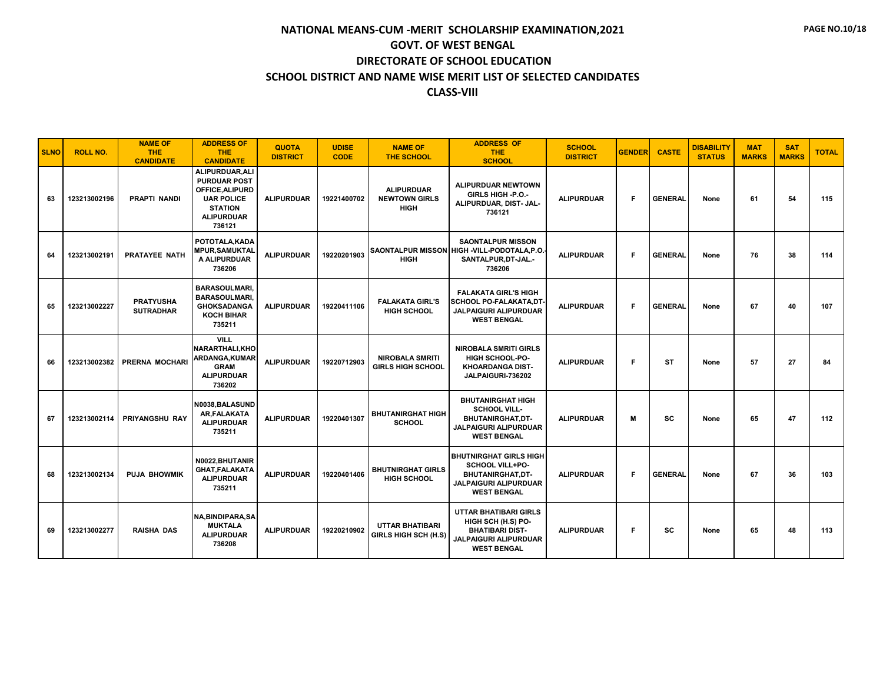# NATIONAL MEANS-CUM -MERIT SCHOLARSHIP EXAMINATION,2021

## GOVT. OF WEST BENGAL

## DIRECTORATE OF SCHOOL EDUCATION

## SCHOOL DISTRICT AND NAME WISE MERIT LIST OF SELECTED CANDIDATES

## CLASS-VIII

| SLNO | ROLL NO. | NAME OF THE CANDIDATE | ADDRESS OF THE CANDIDATE | QUOTA DISTRICT | UDISE CODE | NAME OF THE SCHOOL | ADDRESS OF THE SCHOOL | SCHOOL DISTRICT | GENDER | CASTE | DISABILITY STATUS | MAT MARKS | SAT MARKS | TOTAL |
|---|---|---|---|---|---|---|---|---|---|---|---|---|---|---|
| 63 | 123213002196 | PRAPTI NANDI | ALIPURDUAR,ALIPURDUAR POST OFFICE,ALIPURDUAR POLICE STATION ALIPURDUAR 736121 | ALIPURDUAR | 19221400702 | ALIPURDUAR NEWTOWN GIRLS HIGH | ALIPURDUAR NEWTOWN GIRLS HIGH -P.O.- ALIPURDUAR, DIST- JAL- 736121 | ALIPURDUAR | F | GENERAL | None | 61 | 54 | 115 |
| 64 | 123213002191 | PRATAYEE NATH | POTOTALA,KADAMPUR,SAMUKTALA ALIPURDUAR 736206 | ALIPURDUAR | 19220201903 | SAONTALPUR MISSON HIGH | SAONTALPUR MISSON HIGH -VILL-PODOTALA,P.O.-SANTALPUR,DT-JAL.- 736206 | ALIPURDUAR | F | GENERAL | None | 76 | 38 | 114 |
| 65 | 123213002227 | PRATYUSHA SUTRADHAR | BARASOULMARI, BARASOULMARI, GHOKSADANGA KOCH BIHAR 735211 | ALIPURDUAR | 19220411106 | FALAKATA GIRL'S HIGH SCHOOL | FALAKATA GIRL'S HIGH SCHOOL PO-FALAKATA,DT-JALPAIGURI ALIPURDUAR WEST BENGAL | ALIPURDUAR | F | GENERAL | None | 67 | 40 | 107 |
| 66 | 123213002382 | PRERNA MOCHARI | VILL NARARTHALI,KHOARDANGA,KUMARGRAM ALIPURDUAR 736202 | ALIPURDUAR | 19220712903 | NIROBALA SMRITI GIRLS HIGH SCHOOL | NIROBALA SMRITI GIRLS HIGH SCHOOL-PO-KHOARDANGA DIST-JALPAIGURI-736202 | ALIPURDUAR | F | ST | None | 57 | 27 | 84 |
| 67 | 123213002114 | PRIYANGSHU RAY | N0038,BALASUNDAR,FALAKATA ALIPURDUAR 735211 | ALIPURDUAR | 19220401307 | BHUTANIRGHAT HIGH SCHOOL | BHUTANIRGHAT HIGH SCHOOL VILL-BHUTANIRGHAT,DT-JALPAIGURI ALIPURDUAR WEST BENGAL | ALIPURDUAR | M | SC | None | 65 | 47 | 112 |
| 68 | 123213002134 | PUJA BHOWMIK | N0022,BHUTANIRGHAT,FALAKATA ALIPURDUAR 735211 | ALIPURDUAR | 19220401406 | BHUTNIRGHAT GIRLS HIGH SCHOOL | BHUTNIRGHAT GIRLS HIGH SCHOOL VILL+PO-BHUTANIRGHAT,DT-JALPAIGURI ALIPURDUAR WEST BENGAL | ALIPURDUAR | F | GENERAL | None | 67 | 36 | 103 |
| 69 | 123213002277 | RAISHA DAS | NA,BINDIPARA,SAMUKTALA ALIPURDUAR 736208 | ALIPURDUAR | 19220210902 | UTTAR BHATIBARI GIRLS HIGH SCH (H.S) | UTTAR BHATIBARI GIRLS HIGH SCH (H.S) PO-BHATIBARI DIST-JALPAIGURI ALIPURDUAR WEST BENGAL | ALIPURDUAR | F | SC | None | 65 | 48 | 113 |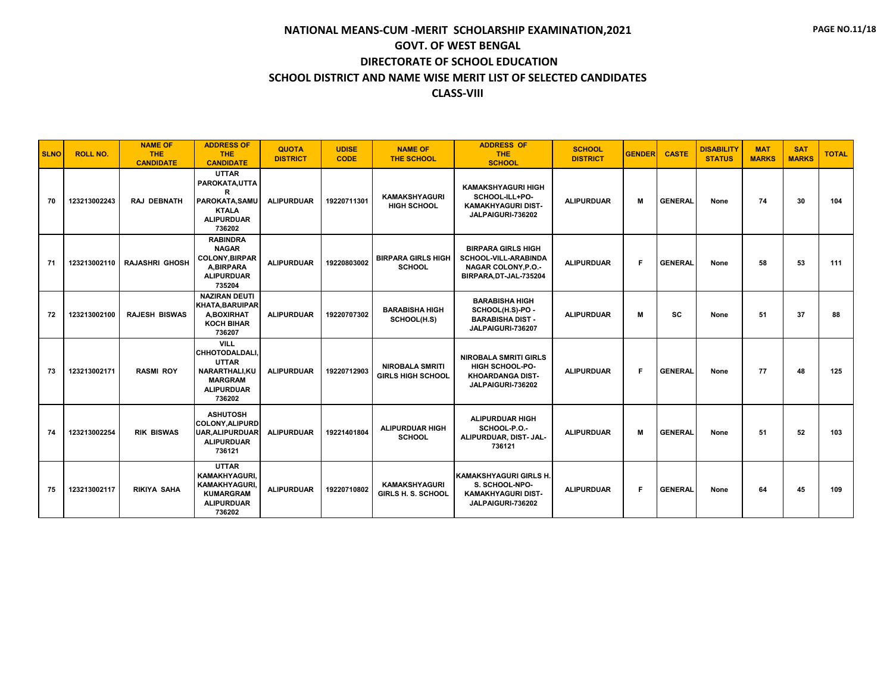# NATIONAL MEANS-CUM -MERIT SCHOLARSHIP EXAMINATION,2021

## GOVT. OF WEST BENGAL

## DIRECTORATE OF SCHOOL EDUCATION

## SCHOOL DISTRICT AND NAME WISE MERIT LIST OF SELECTED CANDIDATES

## CLASS-VIII

| SLNO | ROLL NO. | NAME OF THE CANDIDATE | ADDRESS OF THE CANDIDATE | QUOTA DISTRICT | UDISE CODE | NAME OF THE SCHOOL | ADDRESS OF THE SCHOOL | SCHOOL DISTRICT | GENDER | CASTE | DISABILITY STATUS | MAT MARKS | SAT MARKS | TOTAL |
|---|---|---|---|---|---|---|---|---|---|---|---|---|---|---|
| 70 | 123213002243 | RAJ DEBNATH | UTTAR PAROKATA,UTTAR PAROKATA,SAMUKTALA ALIPURDUAR 736202 | ALIPURDUAR | 19220711301 | KAMAKSHYAGURI HIGH SCHOOL | KAMAKSHYAGURI HIGH SCHOOL-ILL+PO-KAMAKHYAGURI DIST-JALPAIGURI-736202 | ALIPURDUAR | M | GENERAL | None | 74 | 30 | 104 |
| 71 | 123213002110 | RAJASHRI GHOSH | RABINDRA NAGAR COLONY,BIRPARA,BIRPARA ALIPURDUAR 735204 | ALIPURDUAR | 19220803002 | BIRPARA GIRLS HIGH SCHOOL | BIRPARA GIRLS HIGH SCHOOL-VILL-ARABINDA NAGAR COLONY,P.O.-BIRPARA,DT-JAL-735204 | ALIPURDUAR | F | GENERAL | None | 58 | 53 | 111 |
| 72 | 123213002100 | RAJESH BISWAS | NAZIRAN DEUTI KHATA,BARUIPARA,BOXIRHAT KOCH BIHAR 736207 | ALIPURDUAR | 19220707302 | BARABISHA HIGH SCHOOL(H.S) | BARABISHA HIGH SCHOOL(H.S)-PO -BARABISHA DIST -JALPAIGURI-736207 | ALIPURDUAR | M | SC | None | 51 | 37 | 88 |
| 73 | 123213002171 | RASMI ROY | VILL CHHOTODALDALI,UTTAR NARARTHALI,KUMARGRAM ALIPURDUAR 736202 | ALIPURDUAR | 19220712903 | NIROBALA SMRITI GIRLS HIGH SCHOOL | NIROBALA SMRITI GIRLS HIGH SCHOOL-PO-KHOARDANGA DIST-JALPAIGURI-736202 | ALIPURDUAR | F | GENERAL | None | 77 | 48 | 125 |
| 74 | 123213002254 | RIK BISWAS | ASHUTOSH COLONY,ALIPURDUAR,ALIPURDUAR ALIPURDUAR 736121 | ALIPURDUAR | 19221401804 | ALIPURDUAR HIGH SCHOOL | ALIPURDUAR HIGH SCHOOL-P.O.-ALIPURDUAR, DIST- JAL-736121 | ALIPURDUAR | M | GENERAL | None | 51 | 52 | 103 |
| 75 | 123213002117 | RIKIYA SAHA | UTTAR KAMAKHYAGURI,KAMAKHYAGURI,KUMARGRAM ALIPURDUAR 736202 | ALIPURDUAR | 19220710802 | KAMAKSHYAGURI GIRLS H. S. SCHOOL | KAMAKSHYAGURI GIRLS H. S. SCHOOL-NPO-KAMAKHYAGURI DIST-JALPAIGURI-736202 | ALIPURDUAR | F | GENERAL | None | 64 | 45 | 109 |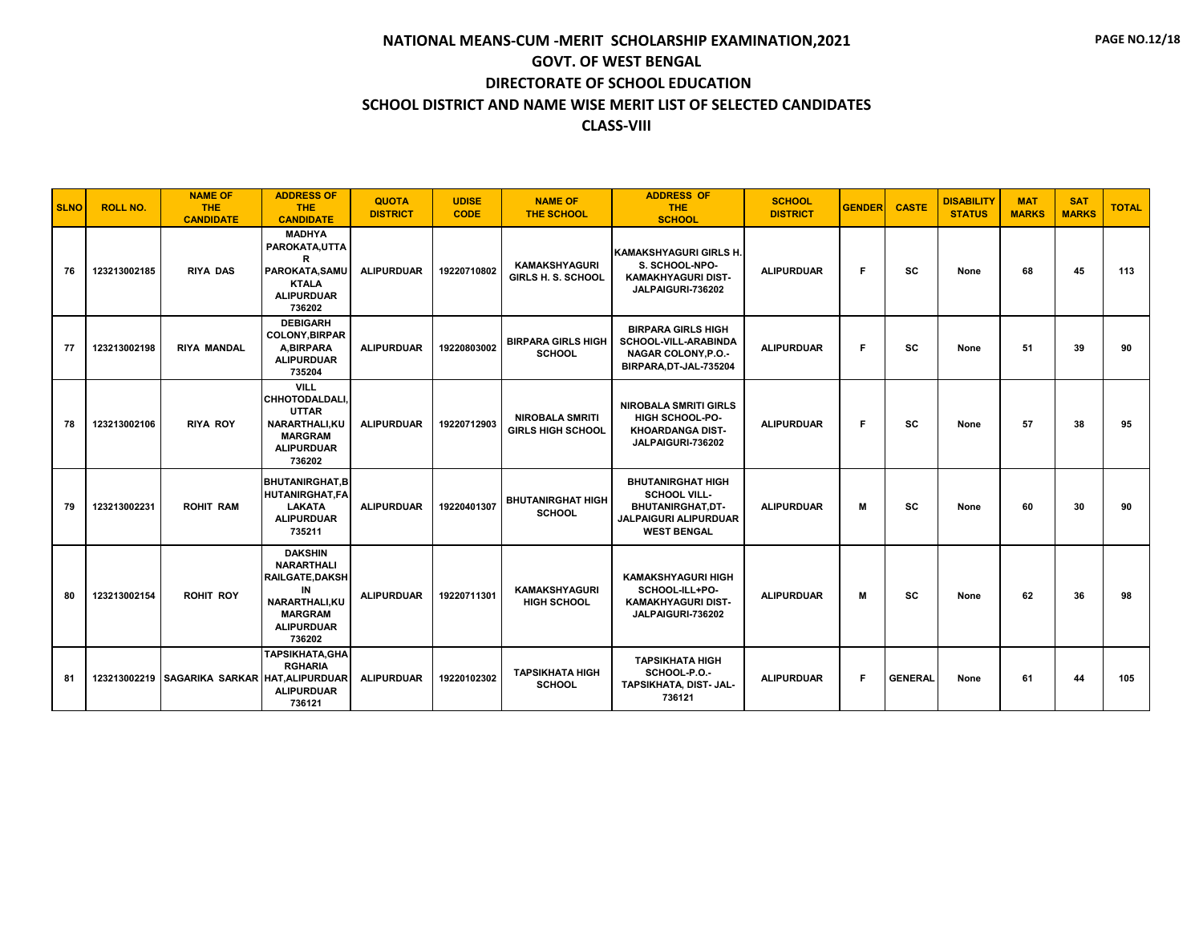# NATIONAL MEANS-CUM -MERIT SCHOLARSHIP EXAMINATION,2021

## GOVT. OF WEST BENGAL

## DIRECTORATE OF SCHOOL EDUCATION

## SCHOOL DISTRICT AND NAME WISE MERIT LIST OF SELECTED CANDIDATES

## CLASS-VIII

| SLNO | ROLL NO. | NAME OF THE CANDIDATE | ADDRESS OF THE CANDIDATE | QUOTA DISTRICT | UDISE CODE | NAME OF THE SCHOOL | ADDRESS OF THE SCHOOL | SCHOOL DISTRICT | GENDER | CASTE | DISABILITY STATUS | MAT MARKS | SAT MARKS | TOTAL |
|---|---|---|---|---|---|---|---|---|---|---|---|---|---|---|
| 76 | 123213002185 | RIYA DAS | MADHYA PAROKATA,UTTAR PAROKATA,SAMUKTALA ALIPURDUAR 736202 | ALIPURDUAR | 19220710802 | KAMAKSHYAGURI GIRLS H. S. SCHOOL | KAMAKSHYAGURI GIRLS H. S. SCHOOL-NPO-KAMAKHYAGURI DIST-JALPAIGURI-736202 | ALIPURDUAR | F | SC | None | 68 | 45 | 113 |
| 77 | 123213002198 | RIYA MANDAL | DEBIGARH COLONY,BIRPARA,BIRPARA ALIPURDUAR 735204 | ALIPURDUAR | 19220803002 | BIRPARA GIRLS HIGH SCHOOL | BIRPARA GIRLS HIGH SCHOOL-VILL-ARABINDA NAGAR COLONY,P.O.-BIRPARA,DT-JAL-735204 | ALIPURDUAR | F | SC | None | 51 | 39 | 90 |
| 78 | 123213002106 | RIYA ROY | VILL CHHOTODALDALI,UTTAR NARARTHALI,KUMARGRAM ALIPURDUAR 736202 | ALIPURDUAR | 19220712903 | NIROBALA SMRITI GIRLS HIGH SCHOOL | NIROBALA SMRITI GIRLS HIGH SCHOOL-PO-KHOARDANGA DIST-JALPAIGURI-736202 | ALIPURDUAR | F | SC | None | 57 | 38 | 95 |
| 79 | 123213002231 | ROHIT RAM | BHUTANIRGHAT,BHUTANIRGHAT,FALAKATA ALIPURDUAR 735211 | ALIPURDUAR | 19220401307 | BHUTANIRGHAT HIGH SCHOOL | BHUTANIRGHAT HIGH SCHOOL VILL-BHUTANIRGHAT,DT-JALPAIGURI ALIPURDUAR WEST BENGAL | ALIPURDUAR | M | SC | None | 60 | 30 | 90 |
| 80 | 123213002154 | ROHIT ROY | DAKSHIN NARARTHALI RAILGATE,DAKSHIN NARARTHALI,KUMARGRAM ALIPURDUAR 736202 | ALIPURDUAR | 19220711301 | KAMAKSHYAGURI HIGH SCHOOL | KAMAKSHYAGURI HIGH SCHOOL-ILL+PO-KAMAKHYAGURI DIST-JALPAIGURI-736202 | ALIPURDUAR | M | SC | None | 62 | 36 | 98 |
| 81 | 123213002219 | SAGARIKA SARKAR | TAPSIKHATA,GHARGHARIA HAT,ALIPURDUAR ALIPURDUAR 736121 | ALIPURDUAR | 19220102302 | TAPSIKHATA HIGH SCHOOL | TAPSIKHATA HIGH SCHOOL-P.O.-TAPSIKHATA, DIST- JAL-736121 | ALIPURDUAR | F | GENERAL | None | 61 | 44 | 105 |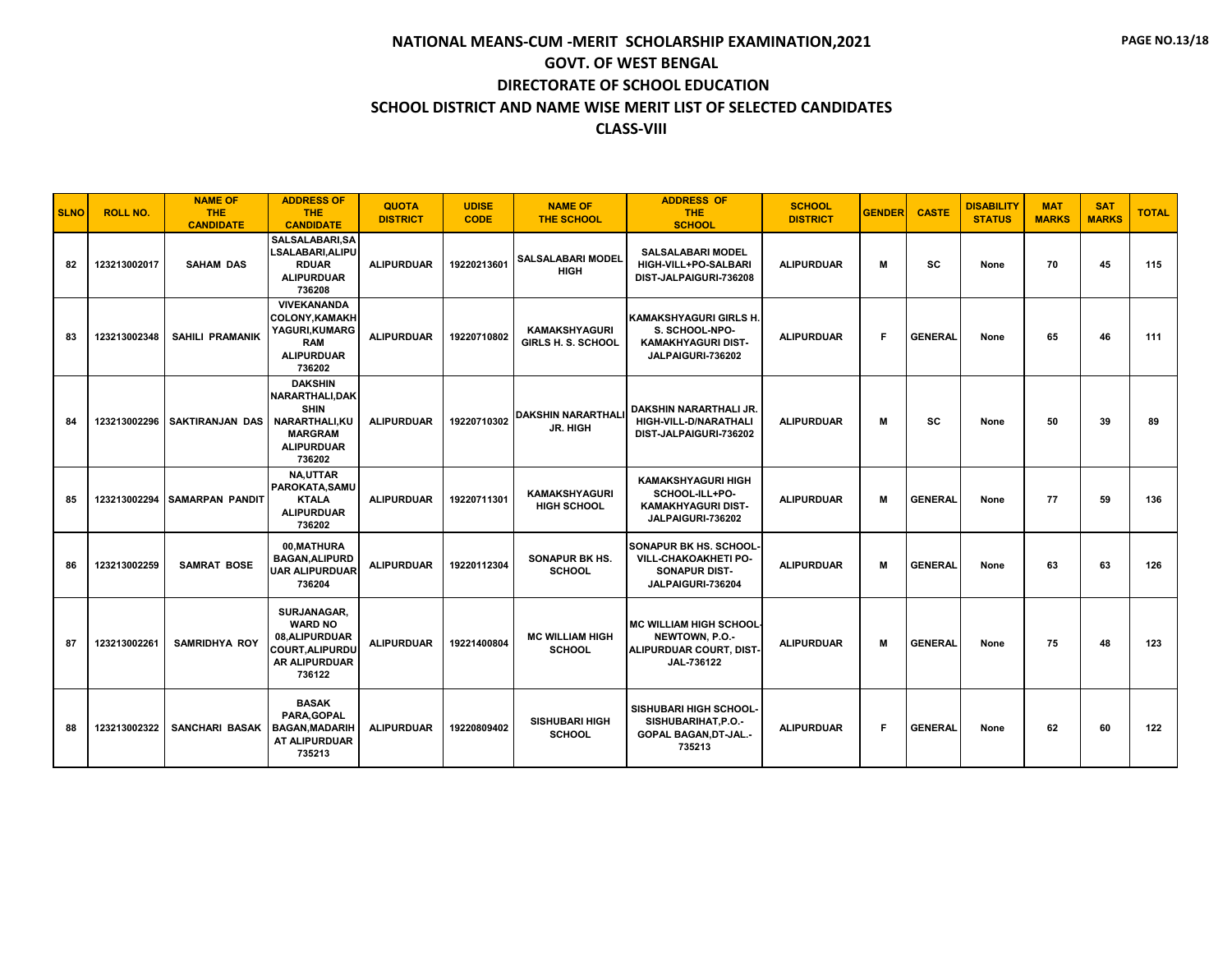# NATIONAL MEANS-CUM -MERIT SCHOLARSHIP EXAMINATION,2021

## GOVT. OF WEST BENGAL

## DIRECTORATE OF SCHOOL EDUCATION

## SCHOOL DISTRICT AND NAME WISE MERIT LIST OF SELECTED CANDIDATES

## CLASS-VIII

| SLNO | ROLL NO. | NAME OF THE CANDIDATE | ADDRESS OF THE CANDIDATE | QUOTA DISTRICT | UDISE CODE | NAME OF THE SCHOOL | ADDRESS OF THE SCHOOL | SCHOOL DISTRICT | GENDER | CASTE | DISABILITY STATUS | MAT MARKS | SAT MARKS | TOTAL |
|---|---|---|---|---|---|---|---|---|---|---|---|---|---|---|
| 82 | 123213002017 | SAHAM DAS | SALSALABARI,SALSALABARI,ALIPURDUAR ALIPURDUAR 736208 | ALIPURDUAR | 19220213601 | SALSALABARI MODEL HIGH | SALSALABARI MODEL HIGH-VILL+PO-SALBARI DIST-JALPAIGURI-736208 | ALIPURDUAR | M | SC | None | 70 | 45 | 115 |
| 83 | 123213002348 | SAHILI PRAMANIK | VIVEKANANDA COLONY,KAMAKHYAGURI,KUMARGRAM ALIPURDUAR 736202 | ALIPURDUAR | 19220710802 | KAMAKSHYAGURI GIRLS H. S. SCHOOL | KAMAKSHYAGURI GIRLS H. S. SCHOOL-NPO-KAMAKHYAGURI DIST-JALPAIGURI-736202 | ALIPURDUAR | F | GENERAL | None | 65 | 46 | 111 |
| 84 | 123213002296 | SAKTIRANJAN DAS | DAKSHIN NARARTHALI,DAKSHIN NARARTHALI,KUMARGRAM ALIPURDUAR 736202 | ALIPURDUAR | 19220710302 | DAKSHIN NARARTHALI JR. HIGH | DAKSHIN NARARTHALI JR. HIGH-VILL-D/NARATHALI DIST-JALPAIGURI-736202 | ALIPURDUAR | M | SC | None | 50 | 39 | 89 |
| 85 | 123213002294 | SAMARPAN PANDIT | NA,UTTAR PAROKATA,SAMUKTALA ALIPURDUAR 736202 | ALIPURDUAR | 19220711301 | KAMAKSHYAGURI HIGH SCHOOL | KAMAKSHYAGURI HIGH SCHOOL-ILL+PO-KAMAKHYAGURI DIST-JALPAIGURI-736202 | ALIPURDUAR | M | GENERAL | None | 77 | 59 | 136 |
| 86 | 123213002259 | SAMRAT BOSE | 00,MATHURA BAGAN,ALIPURDUAR ALIPURDUAR 736204 | ALIPURDUAR | 19220112304 | SONAPUR BK HS. SCHOOL | SONAPUR BK HS. SCHOOL-VILL-CHAKOAKHETI PO-SONAPUR DIST-JALPAIGURI-736204 | ALIPURDUAR | M | GENERAL | None | 63 | 63 | 126 |
| 87 | 123213002261 | SAMRIDHYA ROY | SURJANAGAR, WARD NO 08,ALIPURDUAR COURT,ALIPURDUAR ALIPURDUAR 736122 | ALIPURDUAR | 19221400804 | MC WILLIAM HIGH SCHOOL | MC WILLIAM HIGH SCHOOL-NEWTOWN, P.O.-ALIPURDUAR COURT, DIST-JAL-736122 | ALIPURDUAR | M | GENERAL | None | 75 | 48 | 123 |
| 88 | 123213002322 | SANCHARI BASAK | BASAK PARA,GOPAL BAGAN,MADARIHAT ALIPURDUAR 735213 | ALIPURDUAR | 19220809402 | SISHUBARI HIGH SCHOOL | SISHUBARI HIGH SCHOOL-SISHUBARIHAT,P.O.-GOPAL BAGAN,DT-JAL.-735213 | ALIPURDUAR | F | GENERAL | None | 62 | 60 | 122 |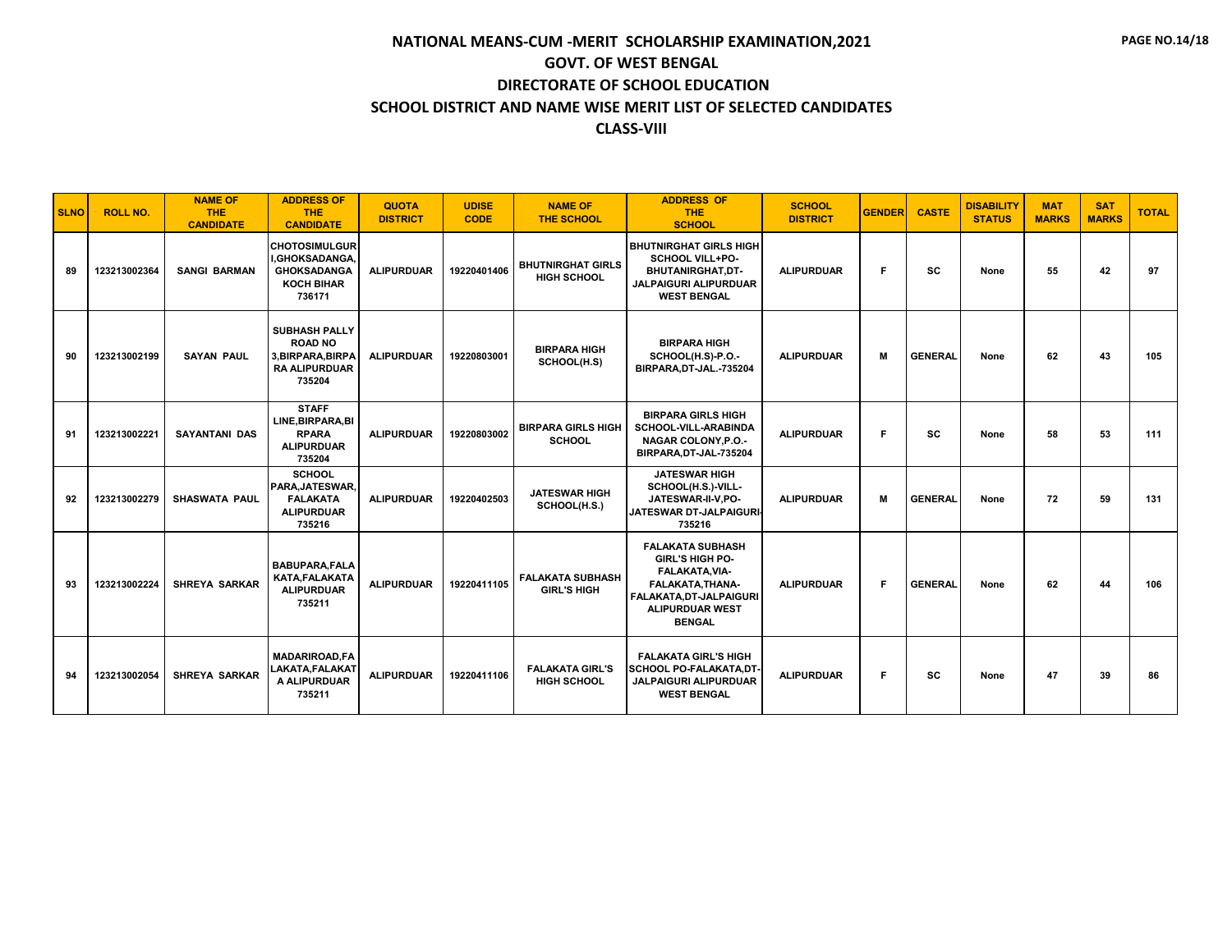# NATIONAL MEANS-CUM -MERIT SCHOLARSHIP EXAMINATION,2021

## GOVT. OF WEST BENGAL

## DIRECTORATE OF SCHOOL EDUCATION

## SCHOOL DISTRICT AND NAME WISE MERIT LIST OF SELECTED CANDIDATES

## CLASS-VIII

| SLNO | ROLL NO. | NAME OF THE CANDIDATE | ADDRESS OF THE CANDIDATE | QUOTA DISTRICT | UDISE CODE | NAME OF THE SCHOOL | ADDRESS OF THE SCHOOL | SCHOOL DISTRICT | GENDER | CASTE | DISABILITY STATUS | MAT MARKS | SAT MARKS | TOTAL |
|---|---|---|---|---|---|---|---|---|---|---|---|---|---|---|
| 89 | 123213002364 | SANGI BARMAN | CHOTOSIMULGURI,GHOKSADANGA, GHOKSADANGA KOCH BIHAR 736171 | ALIPURDUAR | 19220401406 | BHUTNIRGHAT GIRLS HIGH SCHOOL | BHUTNIRGHAT GIRLS HIGH SCHOOL VILL+PO-BHUTANIRGHAT,DT-JALPAIGURI ALIPURDUAR WEST BENGAL | ALIPURDUAR | F | SC | None | 55 | 42 | 97 |
| 90 | 123213002199 | SAYAN PAUL | SUBHASH PALLY ROAD NO 3,BIRPARA,BIRPARA ALIPURDUAR 735204 | ALIPURDUAR | 19220803001 | BIRPARA HIGH SCHOOL(H.S) | BIRPARA HIGH SCHOOL(H.S)-P.O.-BIRPARA,DT-JAL.-735204 | ALIPURDUAR | M | GENERAL | None | 62 | 43 | 105 |
| 91 | 123213002221 | SAYANTANI DAS | STAFF LINE,BIRPARA,BIRPARA ALIPURDUAR 735204 | ALIPURDUAR | 19220803002 | BIRPARA GIRLS HIGH SCHOOL | BIRPARA GIRLS HIGH SCHOOL-VILL-ARABINDA NAGAR COLONY,P.O.-BIRPARA,DT-JAL-735204 | ALIPURDUAR | F | SC | None | 58 | 53 | 111 |
| 92 | 123213002279 | SHASWATA PAUL | SCHOOL PARA,JATESWAR, FALAKATA ALIPURDUAR 735216 | ALIPURDUAR | 19220402503 | JATESWAR HIGH SCHOOL(H.S.) | JATESWAR HIGH SCHOOL(H.S.)-VILL-JATESWAR-II-V,PO-JATESWAR DT-JALPAIGURI-735216 | ALIPURDUAR | M | GENERAL | None | 72 | 59 | 131 |
| 93 | 123213002224 | SHREYA SARKAR | BABUPARA,FALAKATA,FALAKATA ALIPURDUAR 735211 | ALIPURDUAR | 19220411105 | FALAKATA SUBHASH GIRL'S HIGH | FALAKATA SUBHASH GIRL'S HIGH PO-FALAKATA,VIA-FALAKATA,THANA-FALAKATA,DT-JALPAIGURI ALIPURDUAR WEST BENGAL | ALIPURDUAR | F | GENERAL | None | 62 | 44 | 106 |
| 94 | 123213002054 | SHREYA SARKAR | MADARIROAD,FALAKATA,FALAKATA ALIPURDUAR 735211 | ALIPURDUAR | 19220411106 | FALAKATA GIRL'S HIGH SCHOOL | FALAKATA GIRL'S HIGH SCHOOL PO-FALAKATA,DT-JALPAIGURI ALIPURDUAR WEST BENGAL | ALIPURDUAR | F | SC | None | 47 | 39 | 86 |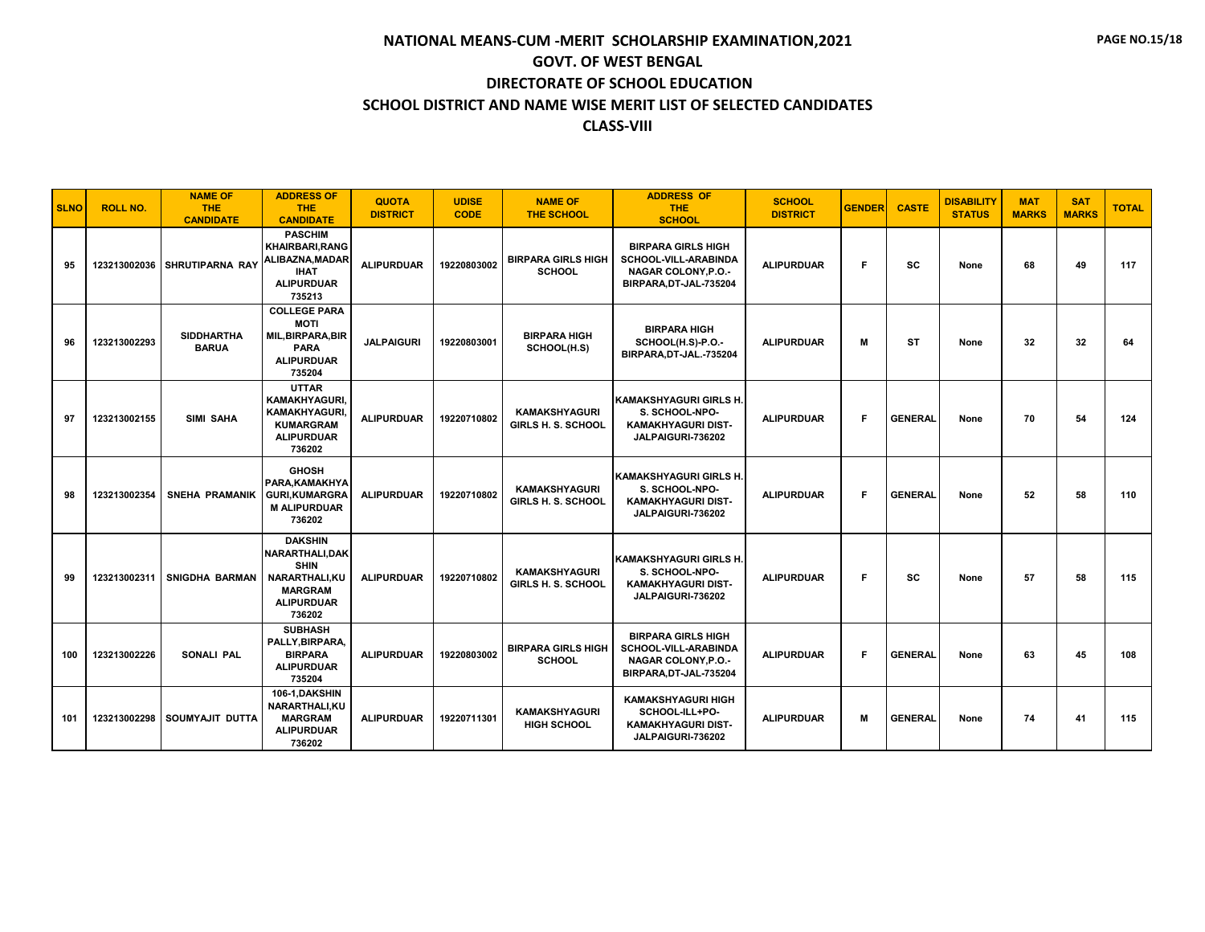# NATIONAL MEANS-CUM -MERIT SCHOLARSHIP EXAMINATION,2021

## GOVT. OF WEST BENGAL

## DIRECTORATE OF SCHOOL EDUCATION

## SCHOOL DISTRICT AND NAME WISE MERIT LIST OF SELECTED CANDIDATES

## CLASS-VIII

| SLNO | ROLL NO. | NAME OF THE CANDIDATE | ADDRESS OF THE CANDIDATE | QUOTA DISTRICT | UDISE CODE | NAME OF THE SCHOOL | ADDRESS OF THE SCHOOL | SCHOOL DISTRICT | GENDER | CASTE | DISABILITY STATUS | MAT MARKS | SAT MARKS | TOTAL |
|---|---|---|---|---|---|---|---|---|---|---|---|---|---|---|
| 95 | 123213002036 | SHRUTIPARNA RAY | PASCHIM KHAIRBARI,RANGALIBAZNA,MADARIHAT ALIPURDUAR 735213 | ALIPURDUAR | 19220803002 | BIRPARA GIRLS HIGH SCHOOL | BIRPARA GIRLS HIGH SCHOOL-VILL-ARABINDA NAGAR COLONY,P.O.-BIRPARA,DT-JAL-735204 | ALIPURDUAR | F | SC | None | 68 | 49 | 117 |
| 96 | 123213002293 | SIDDHARTHA BARUA | COLLEGE PARA MOTI MIL,BIRPARA,BIRPARA ALIPURDUAR 735204 | JALPAIGURI | 19220803001 | BIRPARA HIGH SCHOOL(H.S) | BIRPARA HIGH SCHOOL(H.S)-P.O.-BIRPARA,DT-JAL.-735204 | ALIPURDUAR | M | ST | None | 32 | 32 | 64 |
| 97 | 123213002155 | SIMI SAHA | UTTAR KAMAKHYAGURI,KAMAKHYAGURI,KUMARGRAM ALIPURDUAR 736202 | ALIPURDUAR | 19220710802 | KAMAKSHYAGURI GIRLS H. S. SCHOOL | KAMAKSHYAGURI GIRLS H. S. SCHOOL-NPO-KAMAKHYAGURI DIST-JALPAIGURI-736202 | ALIPURDUAR | F | GENERAL | None | 70 | 54 | 124 |
| 98 | 123213002354 | SNEHA PRAMANIK | GHOSH PARA,KAMAKHYAGURI,KUMARGRAM ALIPURDUAR 736202 | ALIPURDUAR | 19220710802 | KAMAKSHYAGURI GIRLS H. S. SCHOOL | KAMAKSHYAGURI GIRLS H. S. SCHOOL-NPO-KAMAKHYAGURI DIST-JALPAIGURI-736202 | ALIPURDUAR | F | GENERAL | None | 52 | 58 | 110 |
| 99 | 123213002311 | SNIGDHA BARMAN | DAKSHIN NARARTHALI,DAKSHIN NARARTHALI,KUMARGRAM ALIPURDUAR 736202 | ALIPURDUAR | 19220710802 | KAMAKSHYAGURI GIRLS H. S. SCHOOL | KAMAKSHYAGURI GIRLS H. S. SCHOOL-NPO-KAMAKHYAGURI DIST-JALPAIGURI-736202 | ALIPURDUAR | F | SC | None | 57 | 58 | 115 |
| 100 | 123213002226 | SONALI PAL | SUBHASH PALLY,BIRPARA,BIRPARA ALIPURDUAR 735204 | ALIPURDUAR | 19220803002 | BIRPARA GIRLS HIGH SCHOOL | BIRPARA GIRLS HIGH SCHOOL-VILL-ARABINDA NAGAR COLONY,P.O.-BIRPARA,DT-JAL-735204 | ALIPURDUAR | F | GENERAL | None | 63 | 45 | 108 |
| 101 | 123213002298 | SOUMYAJIT DUTTA | 106-1,DAKSHIN NARARTHALI,KUMARGRAM ALIPURDUAR 736202 | ALIPURDUAR | 19220711301 | KAMAKSHYAGURI HIGH SCHOOL | KAMAKSHYAGURI HIGH SCHOOL-ILL+PO-KAMAKHYAGURI DIST-JALPAIGURI-736202 | ALIPURDUAR | M | GENERAL | None | 74 | 41 | 115 |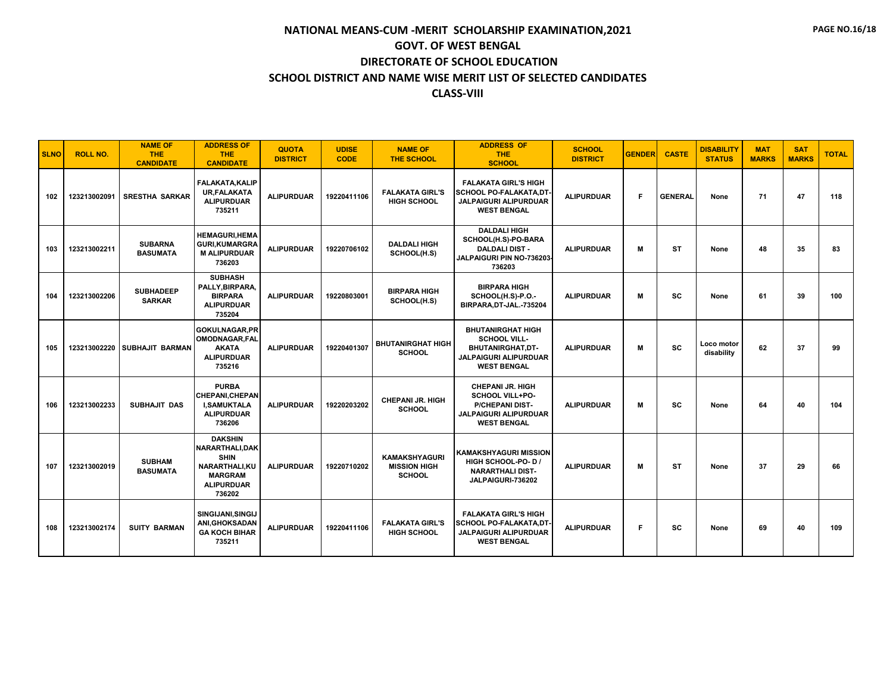# NATIONAL MEANS-CUM -MERIT SCHOLARSHIP EXAMINATION,2021

## GOVT. OF WEST BENGAL

## DIRECTORATE OF SCHOOL EDUCATION

## SCHOOL DISTRICT AND NAME WISE MERIT LIST OF SELECTED CANDIDATES

## CLASS-VIII

| SLNO | ROLL NO. | NAME OF THE CANDIDATE | ADDRESS OF THE CANDIDATE | QUOTA DISTRICT | UDISE CODE | NAME OF THE SCHOOL | ADDRESS OF THE SCHOOL | SCHOOL DISTRICT | GENDER | CASTE | DISABILITY STATUS | MAT MARKS | SAT MARKS | TOTAL |
|---|---|---|---|---|---|---|---|---|---|---|---|---|---|---|
| 102 | 123213002091 | SRESTHA SARKAR | FALAKATA,KALIPUR,FALAKATA ALIPURDUAR 735211 | ALIPURDUAR | 19220411106 | FALAKATA GIRL'S HIGH SCHOOL | FALAKATA GIRL'S HIGH SCHOOL PO-FALAKATA,DT-JALPAIGURI ALIPURDUAR WEST BENGAL | ALIPURDUAR | F | GENERAL | None | 71 | 47 | 118 |
| 103 | 123213002211 | SUBARNA BASUMATA | HEMAGURI,HEMAGURI,KUMARGRAM ALIPURDUAR 736203 | ALIPURDUAR | 19220706102 | DALDALI HIGH SCHOOL(H.S) | DALDALI HIGH SCHOOL(H.S)-PO-BARA DALDALI DIST - JALPAIGURI PIN NO-736203-736203 | ALIPURDUAR | M | ST | None | 48 | 35 | 83 |
| 104 | 123213002206 | SUBHADEEP SARKAR | SUBHASH PALLY,BIRPARA, BIRPARA ALIPURDUAR 735204 | ALIPURDUAR | 19220803001 | BIRPARA HIGH SCHOOL(H.S) | BIRPARA HIGH SCHOOL(H.S)-P.O.-BIRPARA,DT-JAL.-735204 | ALIPURDUAR | M | SC | None | 61 | 39 | 100 |
| 105 | 123213002220 | SUBHAJIT BARMAN | GOKULNAGAR,PROMODNAGAR,FALAKATA ALIPURDUAR 735216 | ALIPURDUAR | 19220401307 | BHUTANIRGHAT HIGH SCHOOL | BHUTANIRGHAT HIGH SCHOOL VILL-BHUTANIRGHAT,DT-JALPAIGURI ALIPURDUAR WEST BENGAL | ALIPURDUAR | M | SC | Loco motor disability | 62 | 37 | 99 |
| 106 | 123213002233 | SUBHAJIT DAS | PURBA CHEPANI,CHEPANI,SAMUKTALA ALIPURDUAR 736206 | ALIPURDUAR | 19220203202 | CHEPANI JR. HIGH SCHOOL | CHEPANI JR. HIGH SCHOOL VILL+PO-P/CHEPANI DIST-JALPAIGURI ALIPURDUAR WEST BENGAL | ALIPURDUAR | M | SC | None | 64 | 40 | 104 |
| 107 | 123213002019 | SUBHAM BASUMATA | DAKSHIN NARARTHALI,DAKSHIN NARARTHALI,KUMARGRAM ALIPURDUAR 736202 | ALIPURDUAR | 19220710202 | KAMAKSHYAGURI MISSION HIGH SCHOOL | KAMAKSHYAGURI MISSION HIGH SCHOOL-PO- D / NARARTHALI DIST-JALPAIGURI-736202 | ALIPURDUAR | M | ST | None | 37 | 29 | 66 |
| 108 | 123213002174 | SUITY BARMAN | SINGIJANI,SINGIJANI,GHOKSADANGA KOCH BIHAR 735211 | ALIPURDUAR | 19220411106 | FALAKATA GIRL'S HIGH SCHOOL | FALAKATA GIRL'S HIGH SCHOOL PO-FALAKATA,DT-JALPAIGURI ALIPURDUAR WEST BENGAL | ALIPURDUAR | F | SC | None | 69 | 40 | 109 |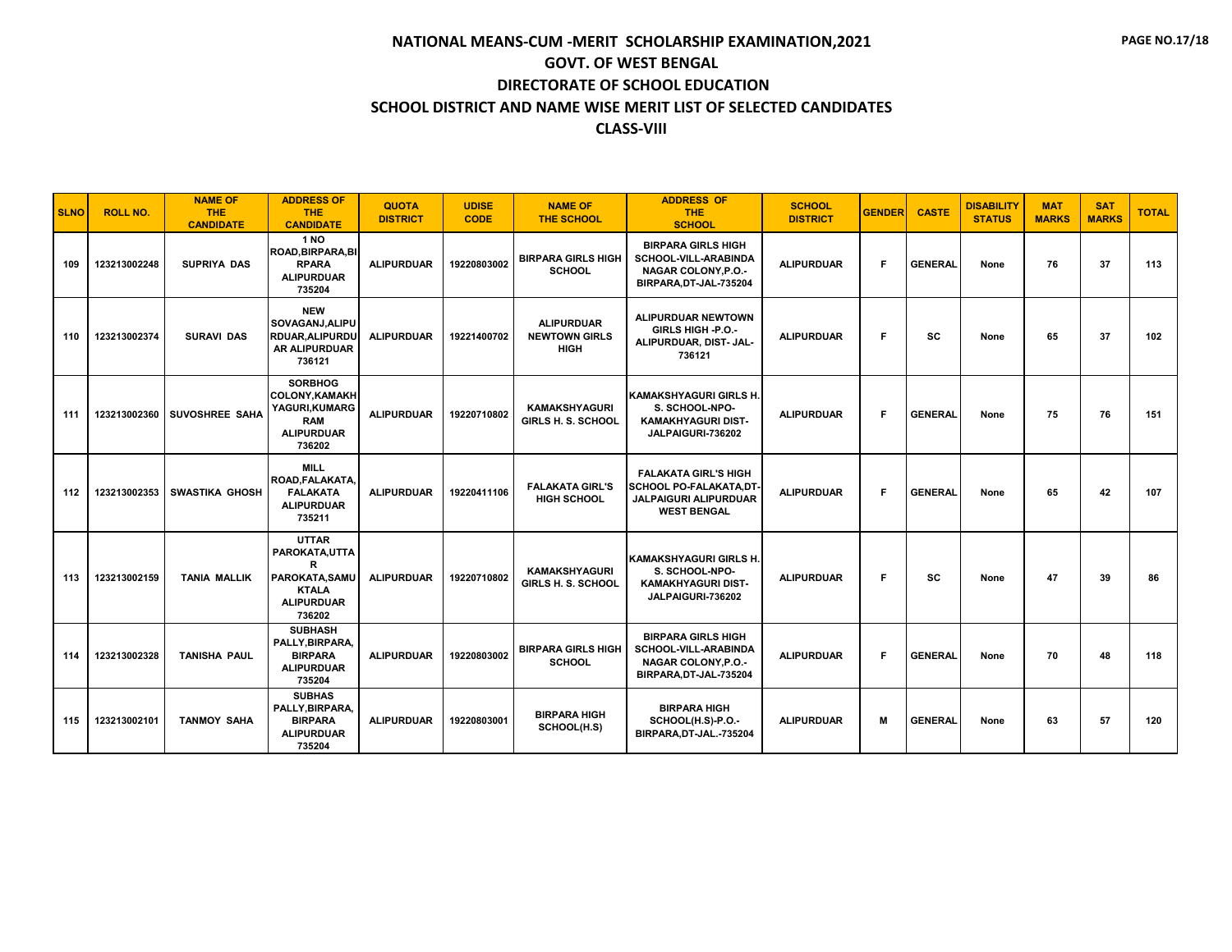# NATIONAL MEANS-CUM -MERIT SCHOLARSHIP EXAMINATION,2021

## GOVT. OF WEST BENGAL

## DIRECTORATE OF SCHOOL EDUCATION

## SCHOOL DISTRICT AND NAME WISE MERIT LIST OF SELECTED CANDIDATES

## CLASS-VIII

| SLNO | ROLL NO. | NAME OF THE CANDIDATE | ADDRESS OF THE CANDIDATE | QUOTA DISTRICT | UDISE CODE | NAME OF THE SCHOOL | ADDRESS OF THE SCHOOL | SCHOOL DISTRICT | GENDER | CASTE | DISABILITY STATUS | MAT MARKS | SAT MARKS | TOTAL |
|---|---|---|---|---|---|---|---|---|---|---|---|---|---|---|
| 109 | 123213002248 | SUPRIYA DAS | 1 NO ROAD,BIRPARA,BIRPARA ALIPURDUAR 735204 | ALIPURDUAR | 19220803002 | BIRPARA GIRLS HIGH SCHOOL | BIRPARA GIRLS HIGH SCHOOL-VILL-ARABINDA NAGAR COLONY,P.O.-BIRPARA,DT-JAL-735204 | ALIPURDUAR | F | GENERAL | None | 76 | 37 | 113 |
| 110 | 123213002374 | SURAVI DAS | NEW SOVAGANJ,ALIPURDUAR,ALIPURDUAR ALIPURDUAR 736121 | ALIPURDUAR | 19221400702 | ALIPURDUAR NEWTOWN GIRLS HIGH | ALIPURDUAR NEWTOWN GIRLS HIGH -P.O.-ALIPURDUAR, DIST- JAL-736121 | ALIPURDUAR | F | SC | None | 65 | 37 | 102 |
| 111 | 123213002360 | SUVOSHREE SAHA | SORBHOG COLONY,KAMAKHYAGURI,KUMARGRAM ALIPURDUAR 736202 | ALIPURDUAR | 19220710802 | KAMAKSHYAGURI GIRLS H. S. SCHOOL | KAMAKSHYAGURI GIRLS H. S. SCHOOL-NPO-KAMAKHYAGURI DIST-JALPAIGURI-736202 | ALIPURDUAR | F | GENERAL | None | 75 | 76 | 151 |
| 112 | 123213002353 | SWASTIKA GHOSH | MILL ROAD,FALAKATA,FALAKATA ALIPURDUAR 735211 | ALIPURDUAR | 19220411106 | FALAKATA GIRL'S HIGH SCHOOL | FALAKATA GIRL'S HIGH SCHOOL PO-FALAKATA,DT-JALPAIGURI ALIPURDUAR WEST BENGAL | ALIPURDUAR | F | GENERAL | None | 65 | 42 | 107 |
| 113 | 123213002159 | TANIA MALLIK | UTTAR PAROKATA,UTTAR PAROKATA,SAMUKTALA ALIPURDUAR 736202 | ALIPURDUAR | 19220710802 | KAMAKSHYAGURI GIRLS H. S. SCHOOL | KAMAKSHYAGURI GIRLS H. S. SCHOOL-NPO-KAMAKHYAGURI DIST-JALPAIGURI-736202 | ALIPURDUAR | F | SC | None | 47 | 39 | 86 |
| 114 | 123213002328 | TANISHA PAUL | SUBHASH PALLY,BIRPARA,BIRPARA ALIPURDUAR 735204 | ALIPURDUAR | 19220803002 | BIRPARA GIRLS HIGH SCHOOL | BIRPARA GIRLS HIGH SCHOOL-VILL-ARABINDA NAGAR COLONY,P.O.-BIRPARA,DT-JAL-735204 | ALIPURDUAR | F | GENERAL | None | 70 | 48 | 118 |
| 115 | 123213002101 | TANMOY SAHA | SUBHAS PALLY,BIRPARA,BIRPARA ALIPURDUAR 735204 | ALIPURDUAR | 19220803001 | BIRPARA HIGH SCHOOL(H.S) | BIRPARA HIGH SCHOOL(H.S)-P.O.-BIRPARA,DT-JAL.-735204 | ALIPURDUAR | M | GENERAL | None | 63 | 57 | 120 |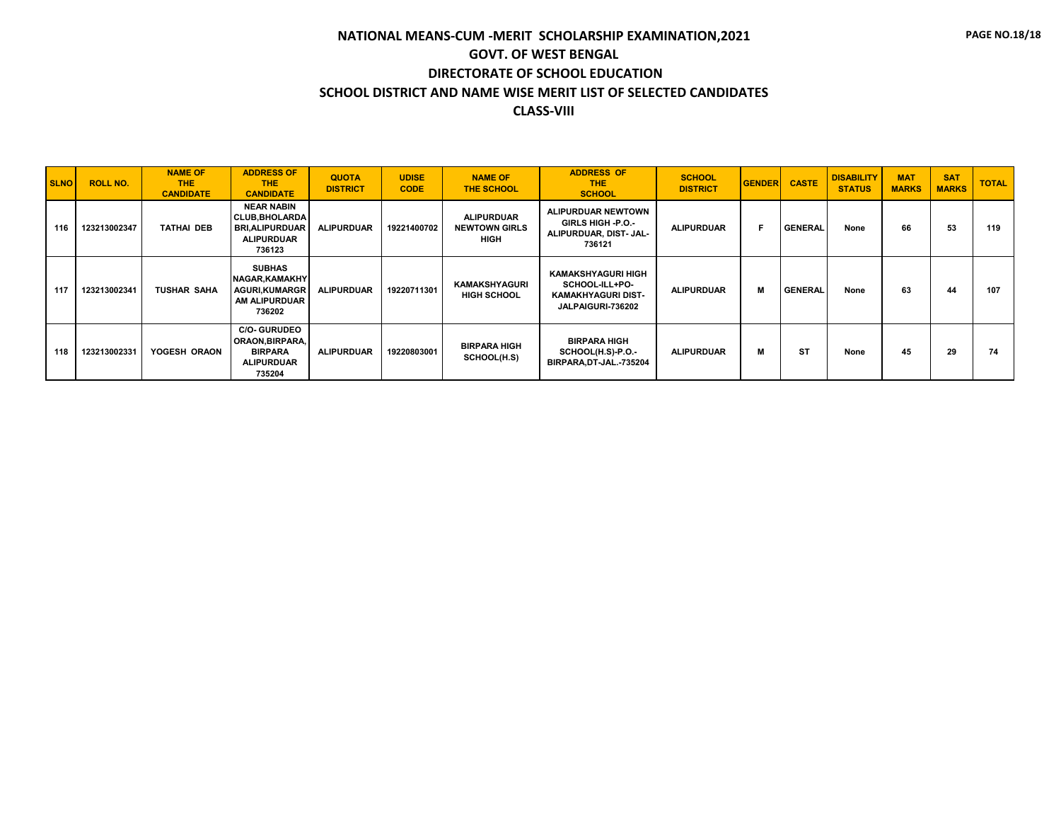# NATIONAL MEANS-CUM -MERIT SCHOLARSHIP EXAMINATION,2021

## GOVT. OF WEST BENGAL

## DIRECTORATE OF SCHOOL EDUCATION

## SCHOOL DISTRICT AND NAME WISE MERIT LIST OF SELECTED CANDIDATES

## CLASS-VIII

| SLNO | ROLL NO. | NAME OF THE CANDIDATE | ADDRESS OF THE CANDIDATE | QUOTA DISTRICT | UDISE CODE | NAME OF THE SCHOOL | ADDRESS OF THE SCHOOL | SCHOOL DISTRICT | GENDER | CASTE | DISABILITY STATUS | MAT MARKS | SAT MARKS | TOTAL |
|---|---|---|---|---|---|---|---|---|---|---|---|---|---|---|
| 116 | 123213002347 | TATHAI DEB | NEAR NABIN CLUB,BHOLARDABRI,ALIPURDUAR ALIPURDUAR 736123 | ALIPURDUAR | 19221400702 | ALIPURDUAR NEWTOWN GIRLS HIGH | ALIPURDUAR NEWTOWN GIRLS HIGH -P.O.- ALIPURDUAR, DIST- JAL-736121 | ALIPURDUAR | F | GENERAL | None | 66 | 53 | 119 |
| 117 | 123213002341 | TUSHAR SAHA | SUBHAS NAGAR,KAMAKHYAGURI,KUMARGRAM ALIPURDUAR 736202 | ALIPURDUAR | 19220711301 | KAMAKSHYAGURI HIGH SCHOOL | KAMAKSHYAGURI HIGH SCHOOL-ILL+PO-KAMAKHYAGURI DIST-JALPAIGURI-736202 | ALIPURDUAR | M | GENERAL | None | 63 | 44 | 107 |
| 118 | 123213002331 | YOGESH ORAON | C/O- GURUDEO ORAON,BIRPARA, BIRPARA ALIPURDUAR 735204 | ALIPURDUAR | 19220803001 | BIRPARA HIGH SCHOOL(H.S) | BIRPARA HIGH SCHOOL(H.S)-P.O.- BIRPARA,DT-JAL.-735204 | ALIPURDUAR | M | ST | None | 45 | 29 | 74 |